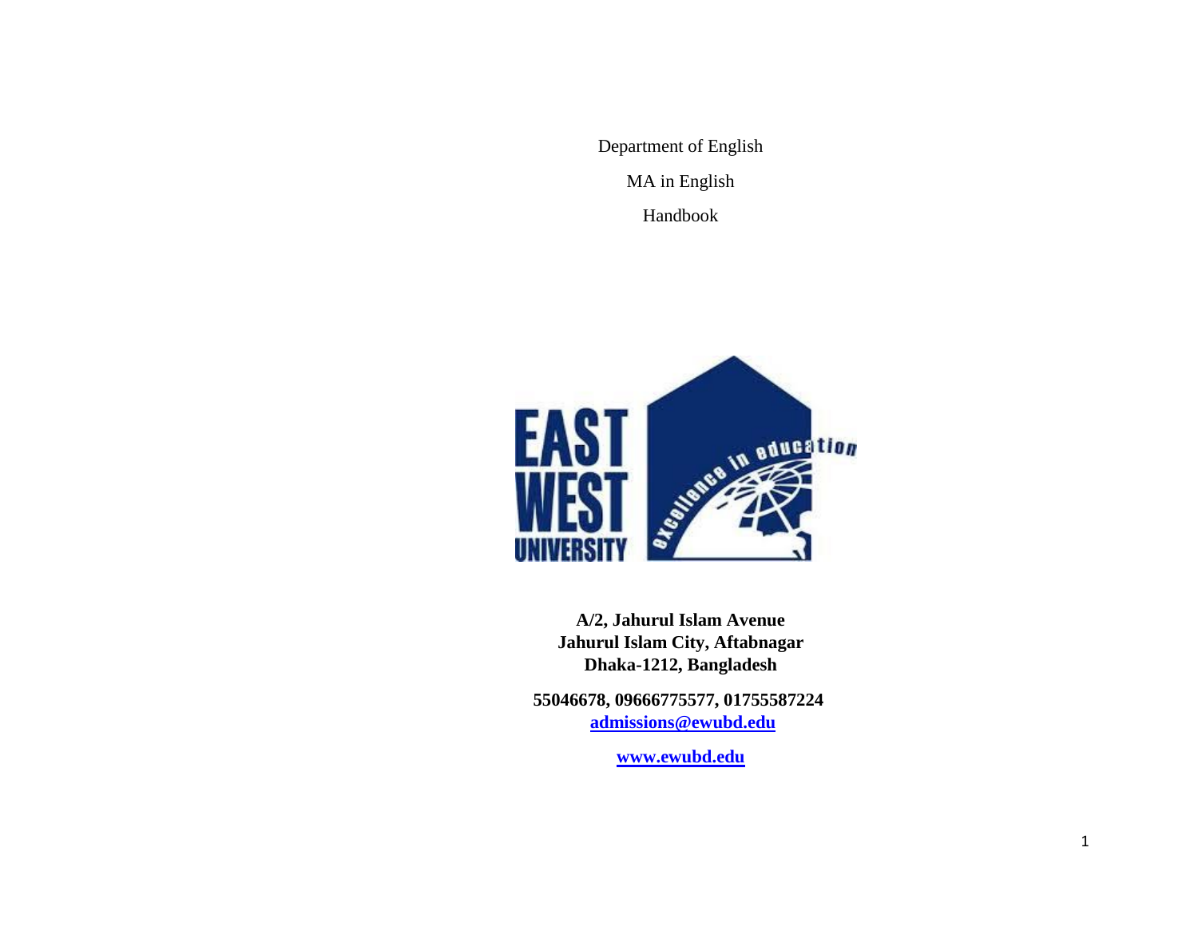Department of English

MA in English

Handbook

**A/2, Jahurul Islam Avenue**
**Jahurul Islam City, Aftabnagar**
**Dhaka-1212, Bangladesh**

**55046678, 09666775577, 01755587224**
**[admissions@ewubd.edu](mailto:admissions@ewubd.edu)**

**[www.ewubd.edu](http://www.ewubd.edu)**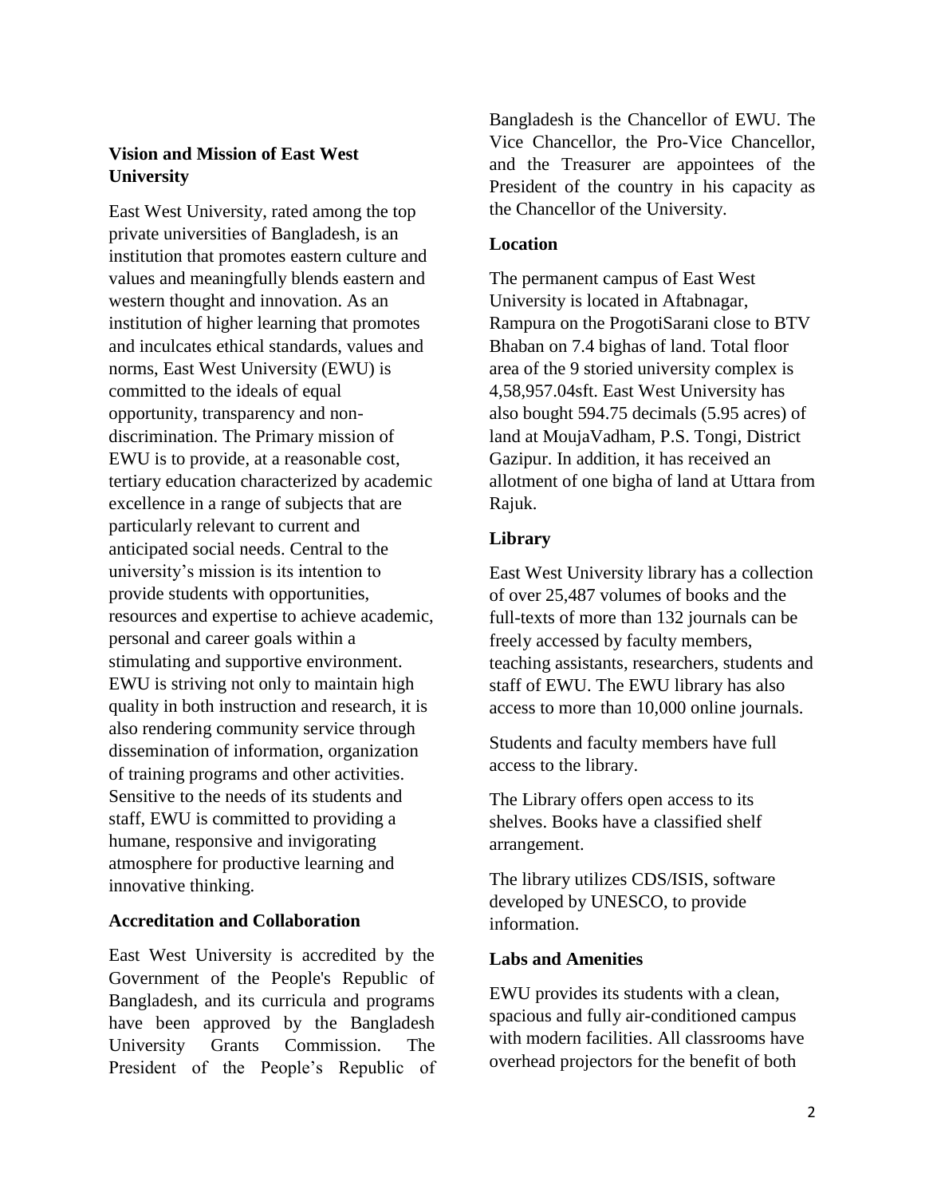### Vision and Mission of East West University

East West University, rated among the top private universities of Bangladesh, is an institution that promotes eastern culture and values and meaningfully blends eastern and western thought and innovation. As an institution of higher learning that promotes and inculcates ethical standards, values and norms, East West University (EWU) is committed to the ideals of equal opportunity, transparency and non-discrimination. The Primary mission of EWU is to provide, at a reasonable cost, tertiary education characterized by academic excellence in a range of subjects that are particularly relevant to current and anticipated social needs. Central to the university's mission is its intention to provide students with opportunities, resources and expertise to achieve academic, personal and career goals within a stimulating and supportive environment. EWU is striving not only to maintain high quality in both instruction and research, it is also rendering community service through dissemination of information, organization of training programs and other activities. Sensitive to the needs of its students and staff, EWU is committed to providing a humane, responsive and invigorating atmosphere for productive learning and innovative thinking.

### Accreditation and Collaboration

East West University is accredited by the Government of the People's Republic of Bangladesh, and its curricula and programs have been approved by the Bangladesh University Grants Commission. The President of the People's Republic of Bangladesh is the Chancellor of EWU. The Vice Chancellor, the Pro-Vice Chancellor, and the Treasurer are appointees of the President of the country in his capacity as the Chancellor of the University.

### Location

The permanent campus of East West University is located in Aftabnagar, Rampura on the ProgotiSarani close to BTV Bhaban on 7.4 bighas of land. Total floor area of the 9 storied university complex is 4,58,957.04sft. East West University has also bought 594.75 decimals (5.95 acres) of land at MoujaVadham, P.S. Tongi, District Gazipur. In addition, it has received an allotment of one bigha of land at Uttara from Rajuk.

### Library

East West University library has a collection of over 25,487 volumes of books and the full-texts of more than 132 journals can be freely accessed by faculty members, teaching assistants, researchers, students and staff of EWU. The EWU library has also access to more than 10,000 online journals.

Students and faculty members have full access to the library.

The Library offers open access to its shelves. Books have a classified shelf arrangement.

The library utilizes CDS/ISIS, software developed by UNESCO, to provide information.

### Labs and Amenities

EWU provides its students with a clean, spacious and fully air-conditioned campus with modern facilities. All classrooms have overhead projectors for the benefit of both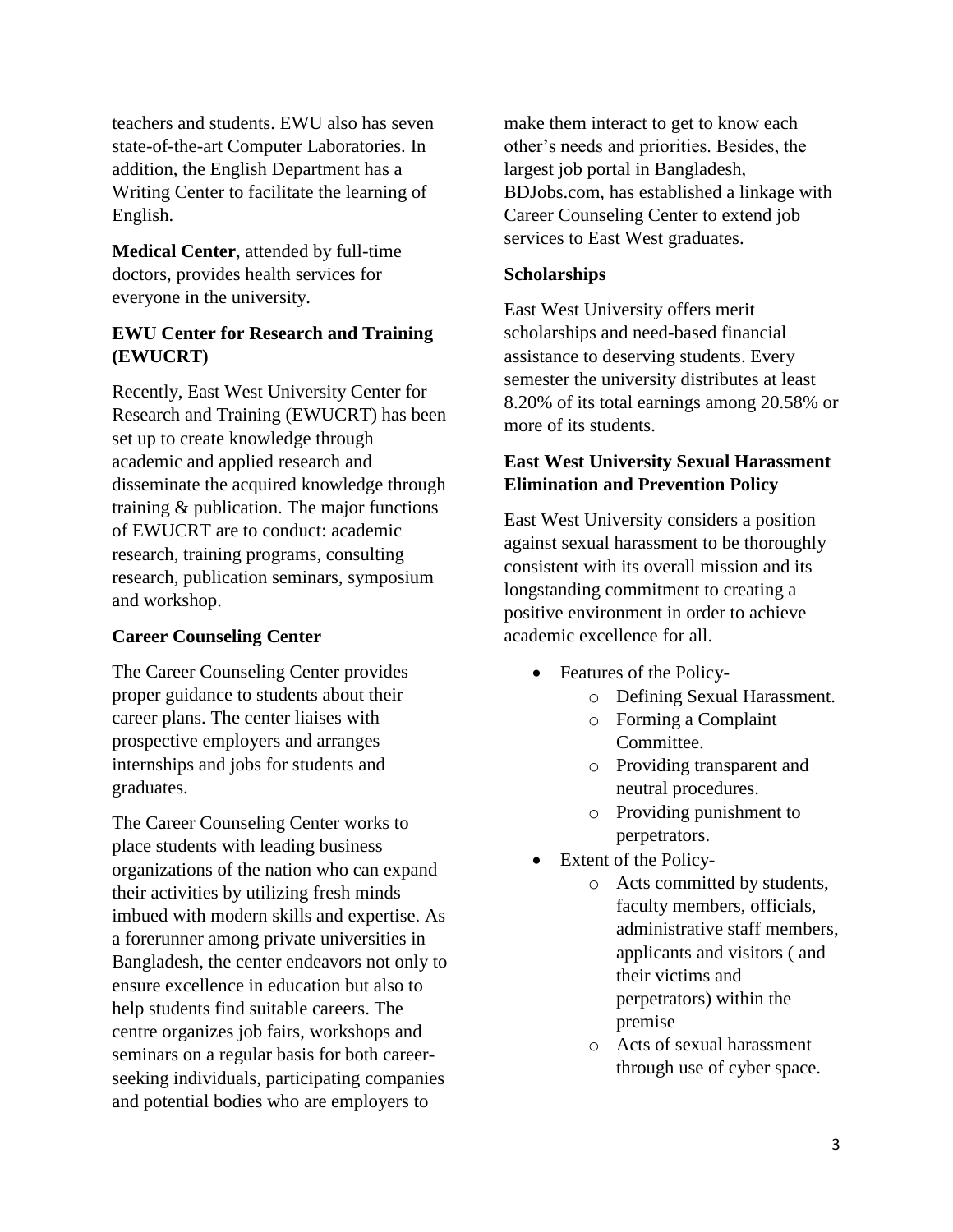teachers and students. EWU also has seven state-of-the-art Computer Laboratories. In addition, the English Department has a Writing Center to facilitate the learning of English.

**Medical Center**, attended by full-time doctors, provides health services for everyone in the university.

### EWU Center for Research and Training (EWUCRT)

Recently, East West University Center for Research and Training (EWUCRT) has been set up to create knowledge through academic and applied research and disseminate the acquired knowledge through training & publication. The major functions of EWUCRT are to conduct: academic research, training programs, consulting research, publication seminars, symposium and workshop.

### Career Counseling Center

The Career Counseling Center provides proper guidance to students about their career plans. The center liaises with prospective employers and arranges internships and jobs for students and graduates.

The Career Counseling Center works to place students with leading business organizations of the nation who can expand their activities by utilizing fresh minds imbued with modern skills and expertise. As a forerunner among private universities in Bangladesh, the center endeavors not only to ensure excellence in education but also to help students find suitable careers. The centre organizes job fairs, workshops and seminars on a regular basis for both career-seeking individuals, participating companies and potential bodies who are employers to make them interact to get to know each other's needs and priorities. Besides, the largest job portal in Bangladesh, BDJobs.com, has established a linkage with Career Counseling Center to extend job services to East West graduates.

### Scholarships

East West University offers merit scholarships and need-based financial assistance to deserving students. Every semester the university distributes at least 8.20% of its total earnings among 20.58% or more of its students.

### East West University Sexual Harassment Elimination and Prevention Policy

East West University considers a position against sexual harassment to be thoroughly consistent with its overall mission and its longstanding commitment to creating a positive environment in order to achieve academic excellence for all.

- Features of the Policy-
  - Defining Sexual Harassment.
  - Forming a Complaint Committee.
  - Providing transparent and neutral procedures.
  - Providing punishment to perpetrators.
- Extent of the Policy-
  - Acts committed by students, faculty members, officials, administrative staff members, applicants and visitors ( and their victims and perpetrators) within the premise
  - Acts of sexual harassment through use of cyber space.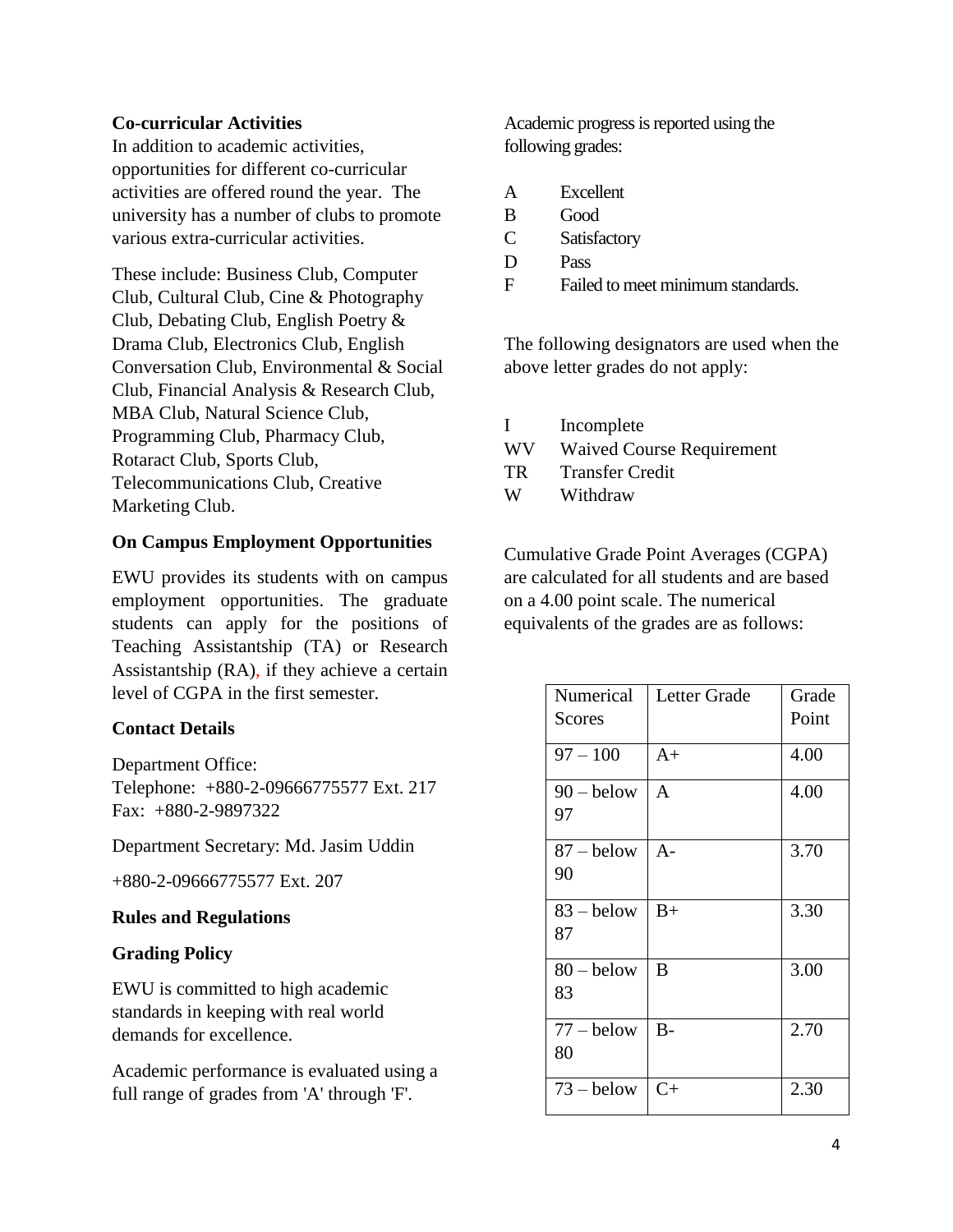### Co-curricular Activities

In addition to academic activities, opportunities for different co-curricular activities are offered round the year. The university has a number of clubs to promote various extra-curricular activities.

These include: Business Club, Computer Club, Cultural Club, Cine & Photography Club, Debating Club, English Poetry & Drama Club, Electronics Club, English Conversation Club, Environmental & Social Club, Financial Analysis & Research Club, MBA Club, Natural Science Club, Programming Club, Pharmacy Club, Rotaract Club, Sports Club, Telecommunications Club, Creative Marketing Club.

### On Campus Employment Opportunities

EWU provides its students with on campus employment opportunities. The graduate students can apply for the positions of Teaching Assistantship (TA) or Research Assistantship (RA), if they achieve a certain level of CGPA in the first semester.

### Contact Details

Department Office:
Telephone: +880-2-09666775577 Ext. 217
Fax: +880-2-9897322

Department Secretary: Md. Jasim Uddin

+880-2-09666775577 Ext. 207

### Rules and Regulations

### Grading Policy

EWU is committed to high academic standards in keeping with real world demands for excellence.

Academic performance is evaluated using a full range of grades from 'A' through 'F'.

Academic progress is reported using the following grades:

- A Excellent
- B Good
- C Satisfactory
- D Pass
- F Failed to meet minimum standards.

The following designators are used when the above letter grades do not apply:

- I Incomplete
- WV Waived Course Requirement
- TR Transfer Credit
- W Withdraw

Cumulative Grade Point Averages (CGPA) are calculated for all students and are based on a 4.00 point scale. The numerical equivalents of the grades are as follows:

| Numerical Scores | Letter Grade | Grade Point |
|---|---|---|
| 97 – 100 | A+ | 4.00 |
| 90 – below 97 | A | 4.00 |
| 87 – below 90 | A- | 3.70 |
| 83 – below 87 | B+ | 3.30 |
| 80 – below 83 | B | 3.00 |
| 77 – below 80 | B- | 2.70 |
| 73 – below | C+ | 2.30 |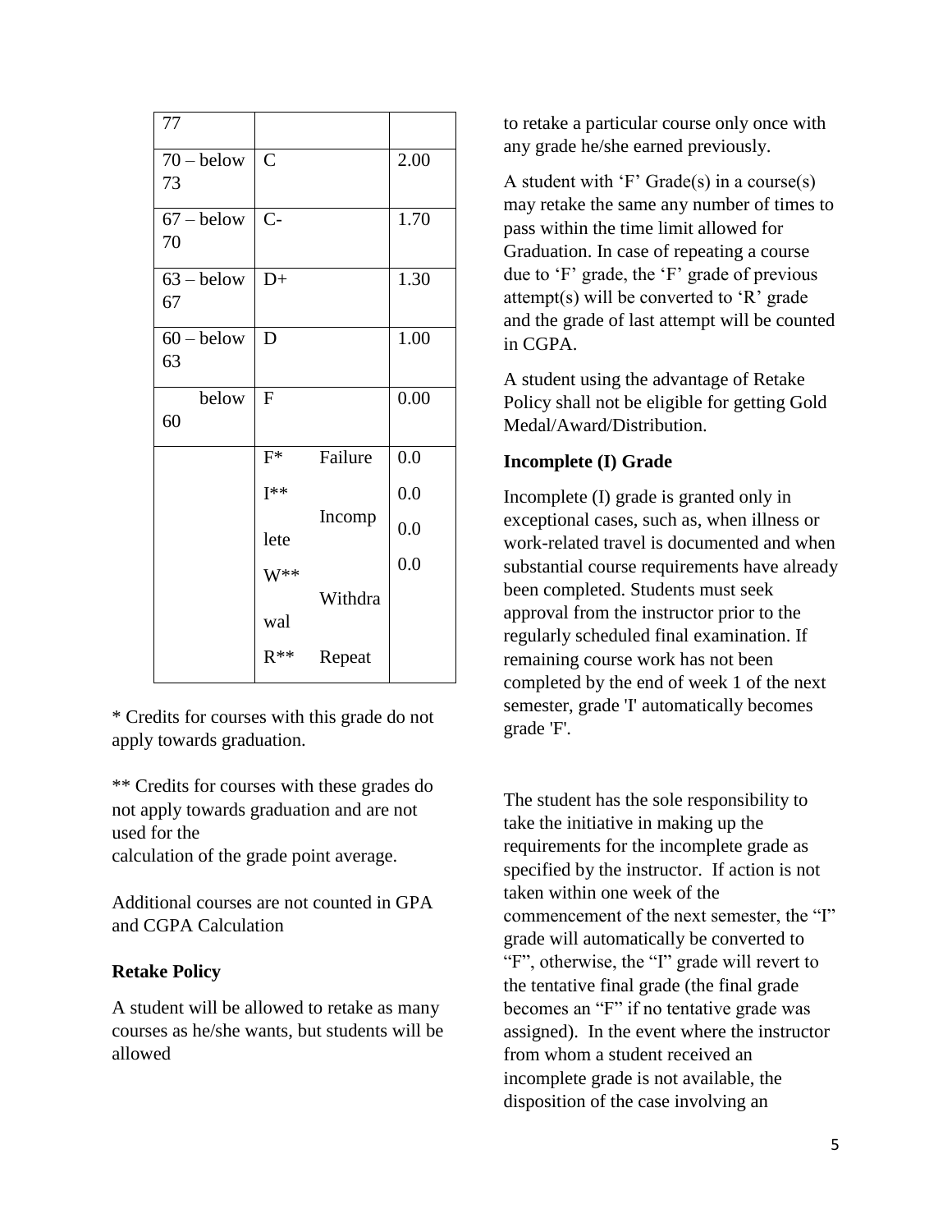| | | |
|---|---|---|
| 77 | | |
| 70 – below 73 | C | 2.00 |
| 67 – below 70 | C- | 1.70 |
| 63 – below 67 | D+ | 1.30 |
| 60 – below 63 | D | 1.00 |
| below 60 | F | 0.00 |
| | F* Failure | 0.0 |
| | I** Incomplete | 0.0 |
| | W** Withdrawal | 0.0 |
| | R** Repeat | 0.0 |

\* Credits for courses with this grade do not apply towards graduation.

\*\* Credits for courses with these grades do not apply towards graduation and are not used for the calculation of the grade point average.

Additional courses are not counted in GPA and CGPA Calculation

**Retake Policy**

A student will be allowed to retake as many courses as he/she wants, but students will be allowed to retake a particular course only once with any grade he/she earned previously.

A student with 'F' Grade(s) in a course(s) may retake the same any number of times to pass within the time limit allowed for Graduation. In case of repeating a course due to 'F' grade, the 'F' grade of previous attempt(s) will be converted to 'R' grade and the grade of last attempt will be counted in CGPA.

A student using the advantage of Retake Policy shall not be eligible for getting Gold Medal/Award/Distribution.

**Incomplete (I) Grade**

Incomplete (I) grade is granted only in exceptional cases, such as, when illness or work-related travel is documented and when substantial course requirements have already been completed. Students must seek approval from the instructor prior to the regularly scheduled final examination. If remaining course work has not been completed by the end of week 1 of the next semester, grade 'I' automatically becomes grade 'F'.

The student has the sole responsibility to take the initiative in making up the requirements for the incomplete grade as specified by the instructor. If action is not taken within one week of the commencement of the next semester, the "I" grade will automatically be converted to "F", otherwise, the "I" grade will revert to the tentative final grade (the final grade becomes an "F" if no tentative grade was assigned). In the event where the instructor from whom a student received an incomplete grade is not available, the disposition of the case involving an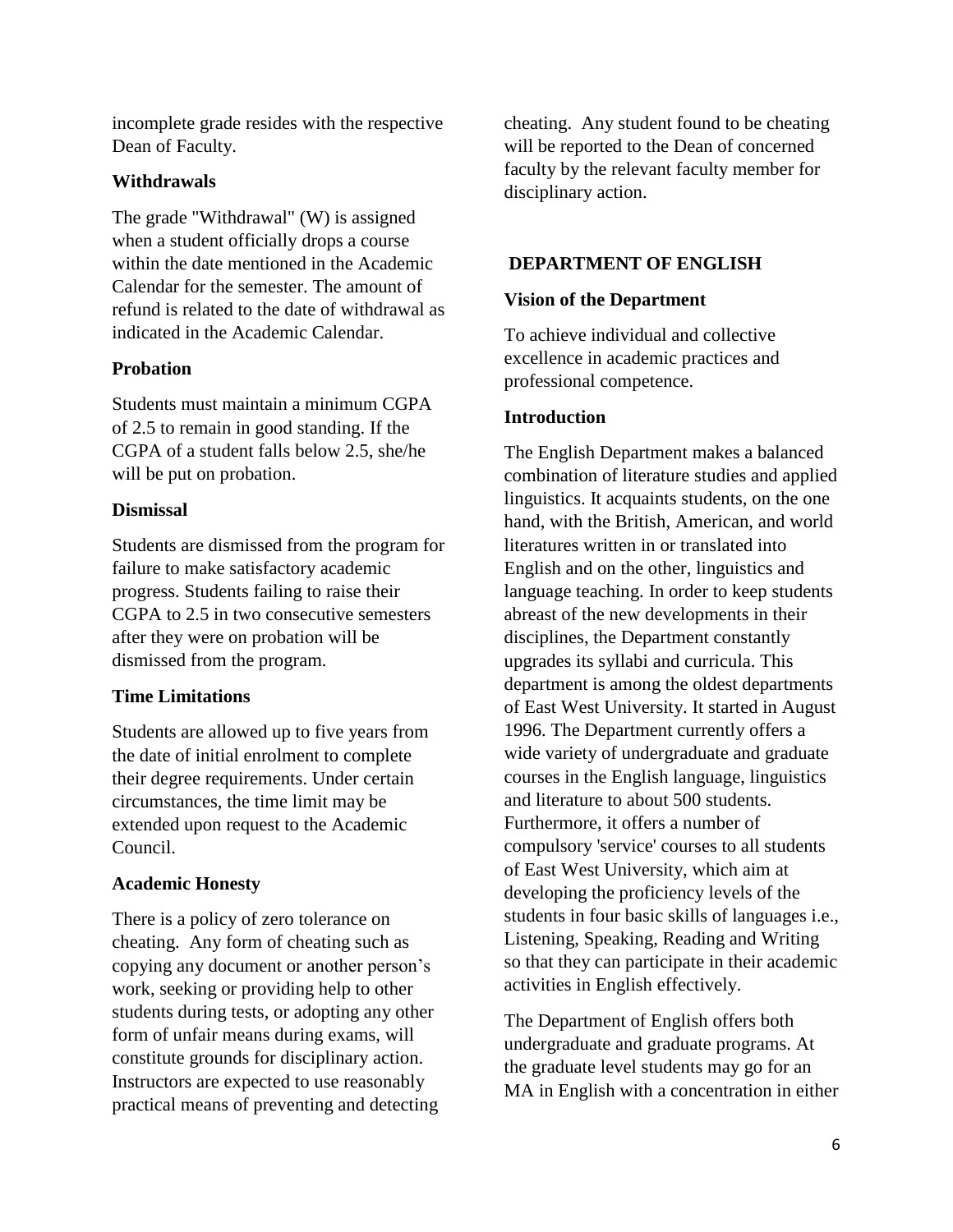incomplete grade resides with the respective Dean of Faculty.

### Withdrawals

The grade "Withdrawal" (W) is assigned when a student officially drops a course within the date mentioned in the Academic Calendar for the semester. The amount of refund is related to the date of withdrawal as indicated in the Academic Calendar.

### Probation

Students must maintain a minimum CGPA of 2.5 to remain in good standing. If the CGPA of a student falls below 2.5, she/he will be put on probation.

### Dismissal

Students are dismissed from the program for failure to make satisfactory academic progress. Students failing to raise their CGPA to 2.5 in two consecutive semesters after they were on probation will be dismissed from the program.

### Time Limitations

Students are allowed up to five years from the date of initial enrolment to complete their degree requirements. Under certain circumstances, the time limit may be extended upon request to the Academic Council.

### Academic Honesty

There is a policy of zero tolerance on cheating. Any form of cheating such as copying any document or another person's work, seeking or providing help to other students during tests, or adopting any other form of unfair means during exams, will constitute grounds for disciplinary action. Instructors are expected to use reasonably practical means of preventing and detecting cheating. Any student found to be cheating will be reported to the Dean of concerned faculty by the relevant faculty member for disciplinary action.

## DEPARTMENT OF ENGLISH

### Vision of the Department

To achieve individual and collective excellence in academic practices and professional competence.

### Introduction

The English Department makes a balanced combination of literature studies and applied linguistics. It acquaints students, on the one hand, with the British, American, and world literatures written in or translated into English and on the other, linguistics and language teaching. In order to keep students abreast of the new developments in their disciplines, the Department constantly upgrades its syllabi and curricula. This department is among the oldest departments of East West University. It started in August 1996. The Department currently offers a wide variety of undergraduate and graduate courses in the English language, linguistics and literature to about 500 students. Furthermore, it offers a number of compulsory 'service' courses to all students of East West University, which aim at developing the proficiency levels of the students in four basic skills of languages i.e., Listening, Speaking, Reading and Writing so that they can participate in their academic activities in English effectively.

The Department of English offers both undergraduate and graduate programs. At the graduate level students may go for an MA in English with a concentration in either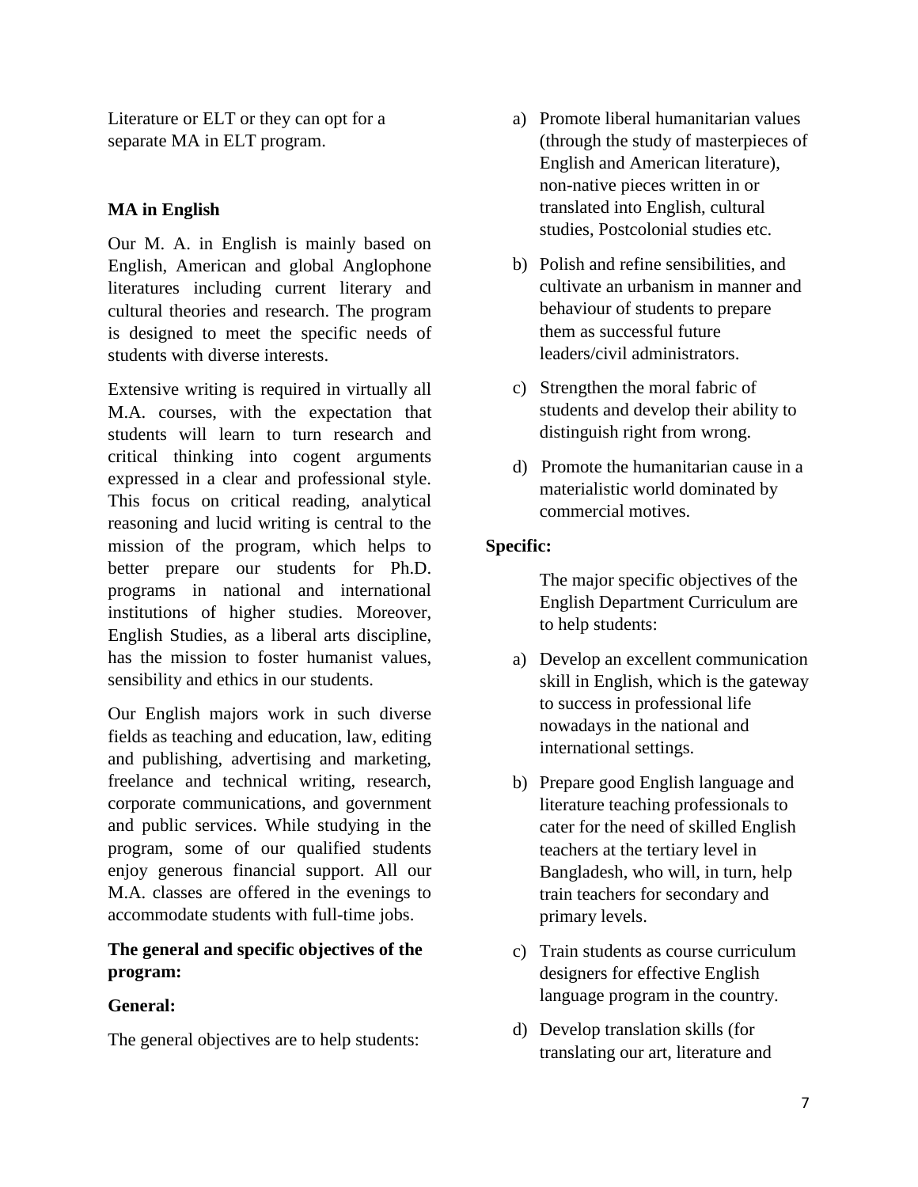Literature or ELT or they can opt for a separate MA in ELT program.

**MA in English**

Our M. A. in English is mainly based on English, American and global Anglophone literatures including current literary and cultural theories and research. The program is designed to meet the specific needs of students with diverse interests.

Extensive writing is required in virtually all M.A. courses, with the expectation that students will learn to turn research and critical thinking into cogent arguments expressed in a clear and professional style. This focus on critical reading, analytical reasoning and lucid writing is central to the mission of the program, which helps to better prepare our students for Ph.D. programs in national and international institutions of higher studies. Moreover, English Studies, as a liberal arts discipline, has the mission to foster humanist values, sensibility and ethics in our students.

Our English majors work in such diverse fields as teaching and education, law, editing and publishing, advertising and marketing, freelance and technical writing, research, corporate communications, and government and public services. While studying in the program, some of our qualified students enjoy generous financial support. All our M.A. classes are offered in the evenings to accommodate students with full-time jobs.

**The general and specific objectives of the program:**

**General:**

The general objectives are to help students:

a) Promote liberal humanitarian values (through the study of masterpieces of English and American literature), non-native pieces written in or translated into English, cultural studies, Postcolonial studies etc.

b) Polish and refine sensibilities, and cultivate an urbanism in manner and behaviour of students to prepare them as successful future leaders/civil administrators.

c) Strengthen the moral fabric of students and develop their ability to distinguish right from wrong.

d) Promote the humanitarian cause in a materialistic world dominated by commercial motives.

**Specific:**

The major specific objectives of the English Department Curriculum are to help students:

a) Develop an excellent communication skill in English, which is the gateway to success in professional life nowadays in the national and international settings.

b) Prepare good English language and literature teaching professionals to cater for the need of skilled English teachers at the tertiary level in Bangladesh, who will, in turn, help train teachers for secondary and primary levels.

c) Train students as course curriculum designers for effective English language program in the country.

d) Develop translation skills (for translating our art, literature and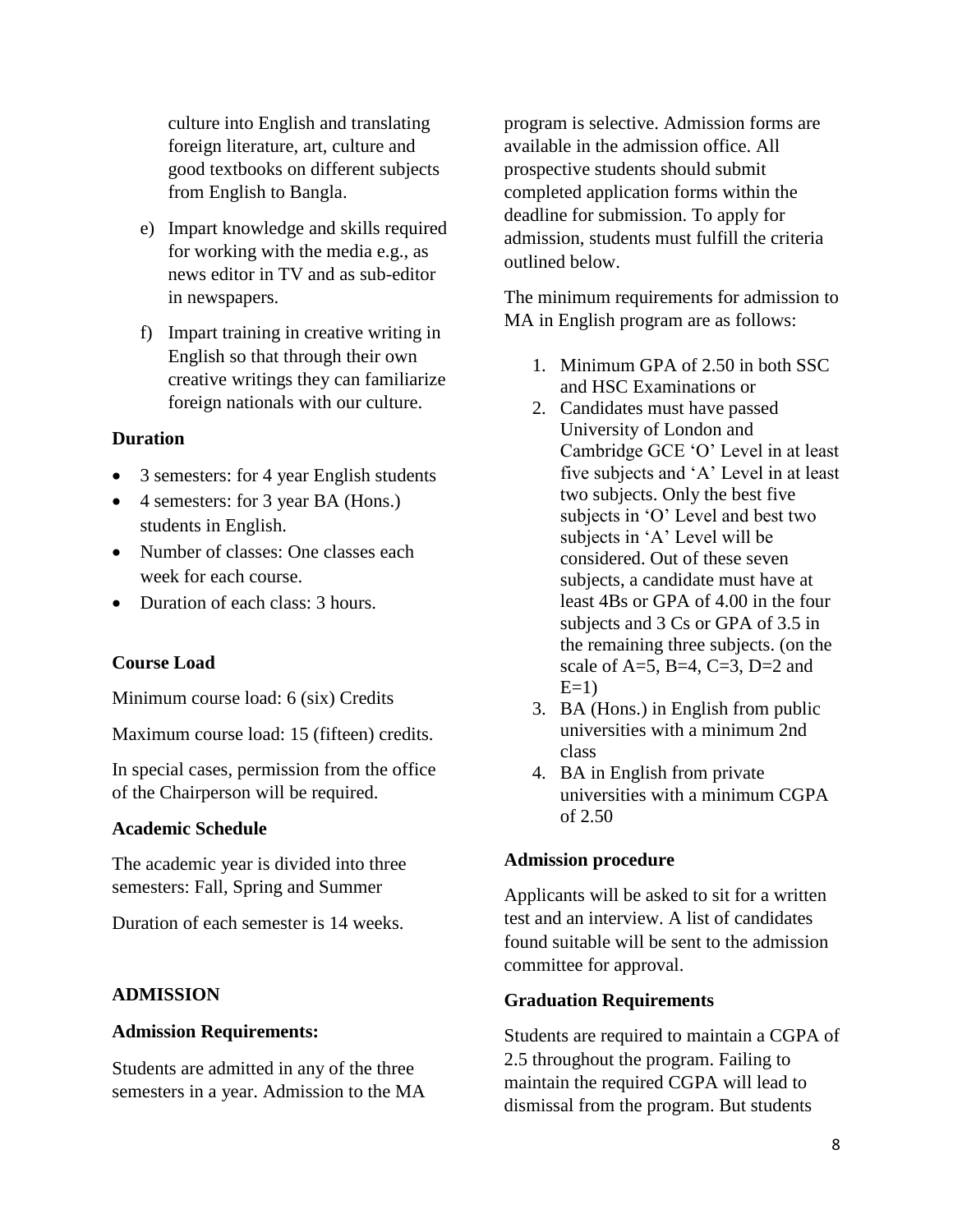culture into English and translating foreign literature, art, culture and good textbooks on different subjects from English to Bangla.

e) Impart knowledge and skills required for working with the media e.g., as news editor in TV and as sub-editor in newspapers.

f) Impart training in creative writing in English so that through their own creative writings they can familiarize foreign nationals with our culture.

### Duration

- 3 semesters: for 4 year English students
- 4 semesters: for 3 year BA (Hons.) students in English.
- Number of classes: One classes each week for each course.
- Duration of each class: 3 hours.

### Course Load

Minimum course load: 6 (six) Credits

Maximum course load: 15 (fifteen) credits.

In special cases, permission from the office of the Chairperson will be required.

### Academic Schedule

The academic year is divided into three semesters: Fall, Spring and Summer

Duration of each semester is 14 weeks.

## ADMISSION

### Admission Requirements:

Students are admitted in any of the three semesters in a year. Admission to the MA program is selective. Admission forms are available in the admission office. All prospective students should submit completed application forms within the deadline for submission. To apply for admission, students must fulfill the criteria outlined below.

The minimum requirements for admission to MA in English program are as follows:

1. Minimum GPA of 2.50 in both SSC and HSC Examinations or
2. Candidates must have passed University of London and Cambridge GCE 'O' Level in at least five subjects and 'A' Level in at least two subjects. Only the best five subjects in 'O' Level and best two subjects in 'A' Level will be considered. Out of these seven subjects, a candidate must have at least 4Bs or GPA of 4.00 in the four subjects and 3 Cs or GPA of 3.5 in the remaining three subjects. (on the scale of A=5, B=4, C=3, D=2 and E=1)
3. BA (Hons.) in English from public universities with a minimum 2nd class
4. BA in English from private universities with a minimum CGPA of 2.50

### Admission procedure

Applicants will be asked to sit for a written test and an interview. A list of candidates found suitable will be sent to the admission committee for approval.

### Graduation Requirements

Students are required to maintain a CGPA of 2.5 throughout the program. Failing to maintain the required CGPA will lead to dismissal from the program. But students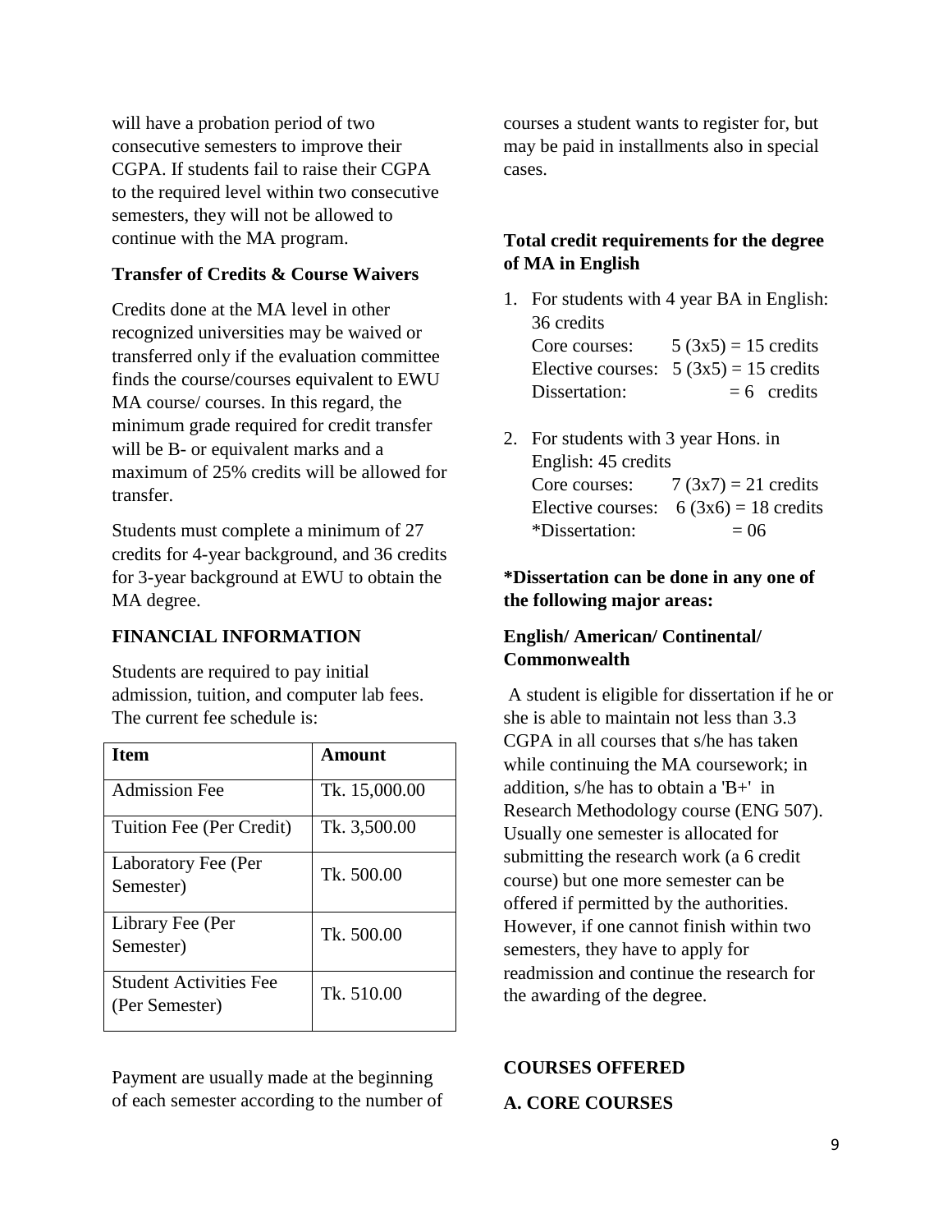will have a probation period of two consecutive semesters to improve their CGPA. If students fail to raise their CGPA to the required level within two consecutive semesters, they will not be allowed to continue with the MA program.

**Transfer of Credits & Course Waivers**

Credits done at the MA level in other recognized universities may be waived or transferred only if the evaluation committee finds the course/courses equivalent to EWU MA course/ courses. In this regard, the minimum grade required for credit transfer will be B- or equivalent marks and a maximum of 25% credits will be allowed for transfer.

Students must complete a minimum of 27 credits for 4-year background, and 36 credits for 3-year background at EWU to obtain the MA degree.

**FINANCIAL INFORMATION**

Students are required to pay initial admission, tuition, and computer lab fees. The current fee schedule is:

| Item | Amount |
|---|---|
| Admission Fee | Tk. 15,000.00 |
| Tuition Fee (Per Credit) | Tk. 3,500.00 |
| Laboratory Fee (Per Semester) | Tk. 500.00 |
| Library Fee (Per Semester) | Tk. 500.00 |
| Student Activities Fee (Per Semester) | Tk. 510.00 |

Payment are usually made at the beginning of each semester according to the number of courses a student wants to register for, but may be paid in installments also in special cases.

**Total credit requirements for the degree of MA in English**

1. For students with 4 year BA in English: 36 credits
   Core courses: 5 (3x5) = 15 credits
   Elective courses: 5 (3x5) = 15 credits
   Dissertation: = 6 credits

2. For students with 3 year Hons. in English: 45 credits
   Core courses: 7 (3x7) = 21 credits
   Elective courses: 6 (3x6) = 18 credits
   *Dissertation: = 06

**\*Dissertation can be done in any one of the following major areas:**

**English/ American/ Continental/ Commonwealth**

A student is eligible for dissertation if he or she is able to maintain not less than 3.3 CGPA in all courses that s/he has taken while continuing the MA coursework; in addition, s/he has to obtain a 'B+' in Research Methodology course (ENG 507). Usually one semester is allocated for submitting the research work (a 6 credit course) but one more semester can be offered if permitted by the authorities. However, if one cannot finish within two semesters, they have to apply for readmission and continue the research for the awarding of the degree.

**COURSES OFFERED**

**A. CORE COURSES**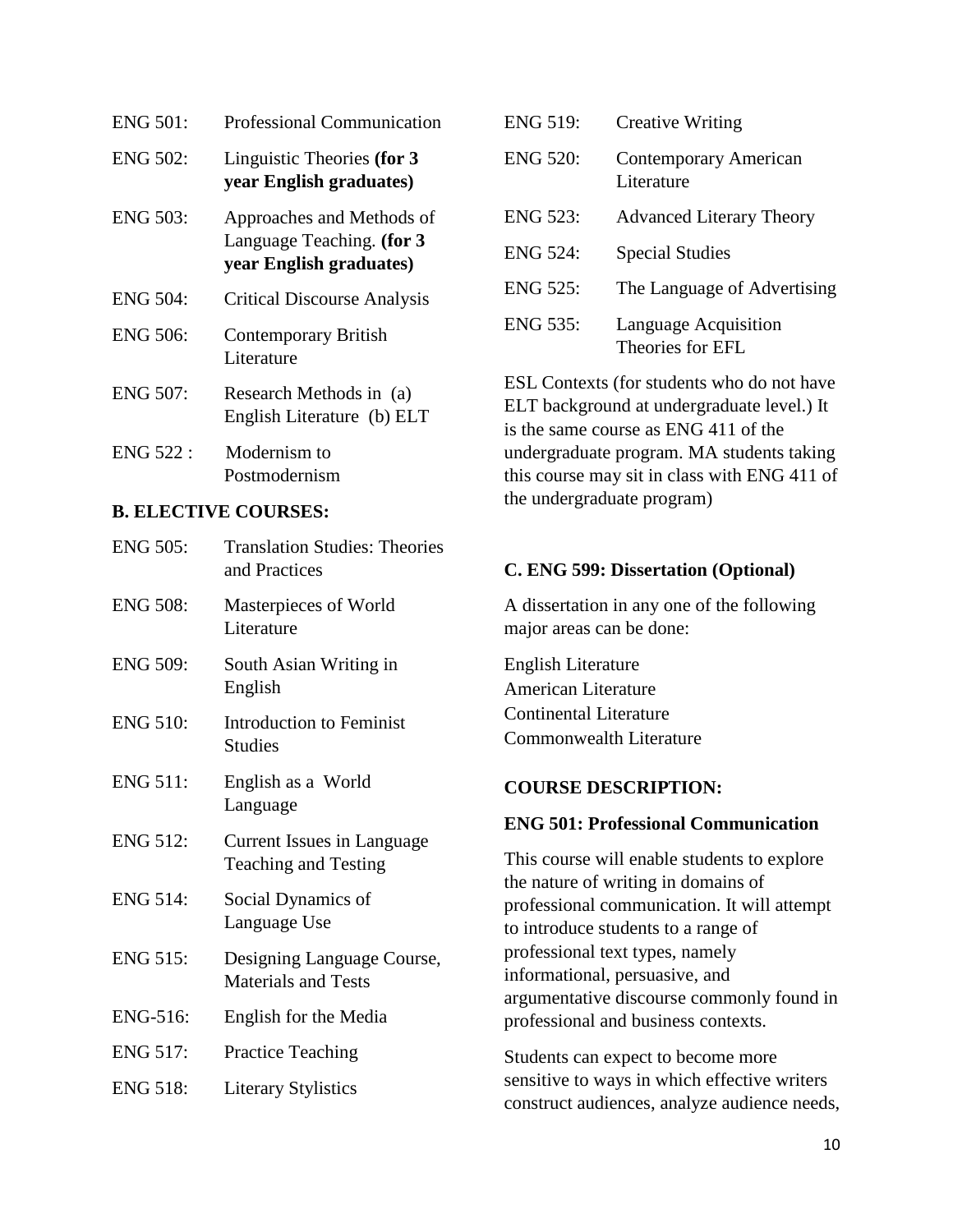ENG 501: Professional Communication

ENG 502: Linguistic Theories **(for 3 year English graduates)**

ENG 503: Approaches and Methods of Language Teaching. **(for 3 year English graduates)**

ENG 504: Critical Discourse Analysis

ENG 506: Contemporary British Literature

ENG 507: Research Methods in (a) English Literature (b) ELT

ENG 522 : Modernism to Postmodernism

**B. ELECTIVE COURSES:**

ENG 505: Translation Studies: Theories and Practices

ENG 508: Masterpieces of World Literature

ENG 509: South Asian Writing in English

ENG 510: Introduction to Feminist Studies

ENG 511: English as a World Language

ENG 512: Current Issues in Language Teaching and Testing

ENG 514: Social Dynamics of Language Use

ENG 515: Designing Language Course, Materials and Tests

ENG-516: English for the Media

ENG 517: Practice Teaching

ENG 518: Literary Stylistics

ENG 519: Creative Writing

ENG 520: Contemporary American Literature

ENG 523: Advanced Literary Theory

ENG 524: Special Studies

ENG 525: The Language of Advertising

ENG 535: Language Acquisition Theories for EFL

ESL Contexts (for students who do not have ELT background at undergraduate level.) It is the same course as ENG 411 of the undergraduate program. MA students taking this course may sit in class with ENG 411 of the undergraduate program)

**C. ENG 599: Dissertation (Optional)**

A dissertation in any one of the following major areas can be done:

English Literature
American Literature
Continental Literature
Commonwealth Literature

**COURSE DESCRIPTION:**

**ENG 501: Professional Communication**

This course will enable students to explore the nature of writing in domains of professional communication. It will attempt to introduce students to a range of professional text types, namely informational, persuasive, and argumentative discourse commonly found in professional and business contexts.

Students can expect to become more sensitive to ways in which effective writers construct audiences, analyze audience needs,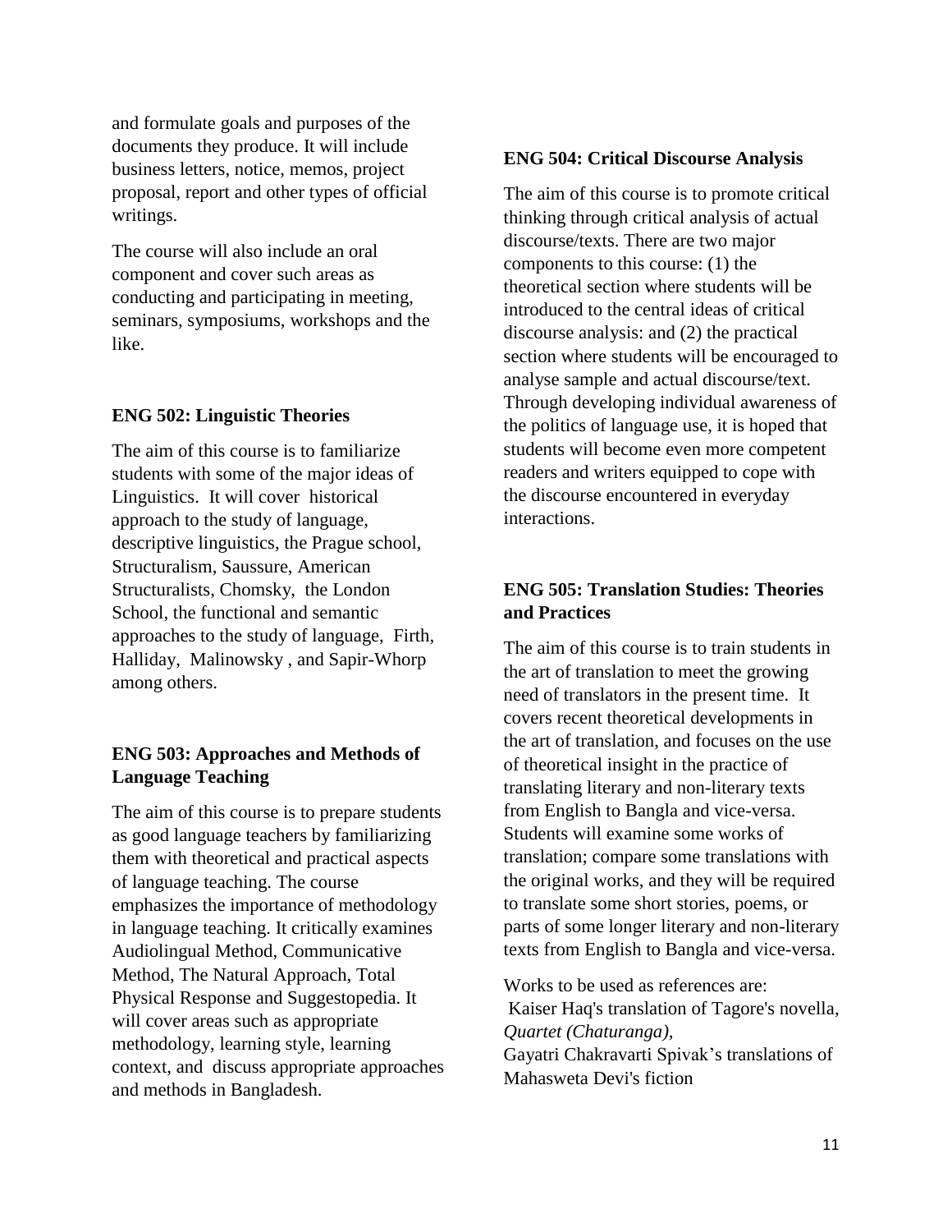and formulate goals and purposes of the documents they produce. It will include business letters, notice, memos, project proposal, report and other types of official writings.

The course will also include an oral component and cover such areas as conducting and participating in meeting, seminars, symposiums, workshops and the like.

### ENG 502: Linguistic Theories

The aim of this course is to familiarize students with some of the major ideas of Linguistics. It will cover historical approach to the study of language, descriptive linguistics, the Prague school, Structuralism, Saussure, American Structuralists, Chomsky, the London School, the functional and semantic approaches to the study of language, Firth, Halliday, Malinowsky , and Sapir-Whorp among others.

### ENG 503: Approaches and Methods of Language Teaching

The aim of this course is to prepare students as good language teachers by familiarizing them with theoretical and practical aspects of language teaching. The course emphasizes the importance of methodology in language teaching. It critically examines Audiolingual Method, Communicative Method, The Natural Approach, Total Physical Response and Suggestopedia. It will cover areas such as appropriate methodology, learning style, learning context, and discuss appropriate approaches and methods in Bangladesh.

### ENG 504: Critical Discourse Analysis

The aim of this course is to promote critical thinking through critical analysis of actual discourse/texts. There are two major components to this course: (1) the theoretical section where students will be introduced to the central ideas of critical discourse analysis: and (2) the practical section where students will be encouraged to analyse sample and actual discourse/text. Through developing individual awareness of the politics of language use, it is hoped that students will become even more competent readers and writers equipped to cope with the discourse encountered in everyday interactions.

### ENG 505: Translation Studies: Theories and Practices

The aim of this course is to train students in the art of translation to meet the growing need of translators in the present time. It covers recent theoretical developments in the art of translation, and focuses on the use of theoretical insight in the practice of translating literary and non-literary texts from English to Bangla and vice-versa. Students will examine some works of translation; compare some translations with the original works, and they will be required to translate some short stories, poems, or parts of some longer literary and non-literary texts from English to Bangla and vice-versa.

Works to be used as references are:
Kaiser Haq's translation of Tagore's novella, *Quartet (Chaturanga),*
Gayatri Chakravarti Spivak's translations of Mahasweta Devi's fiction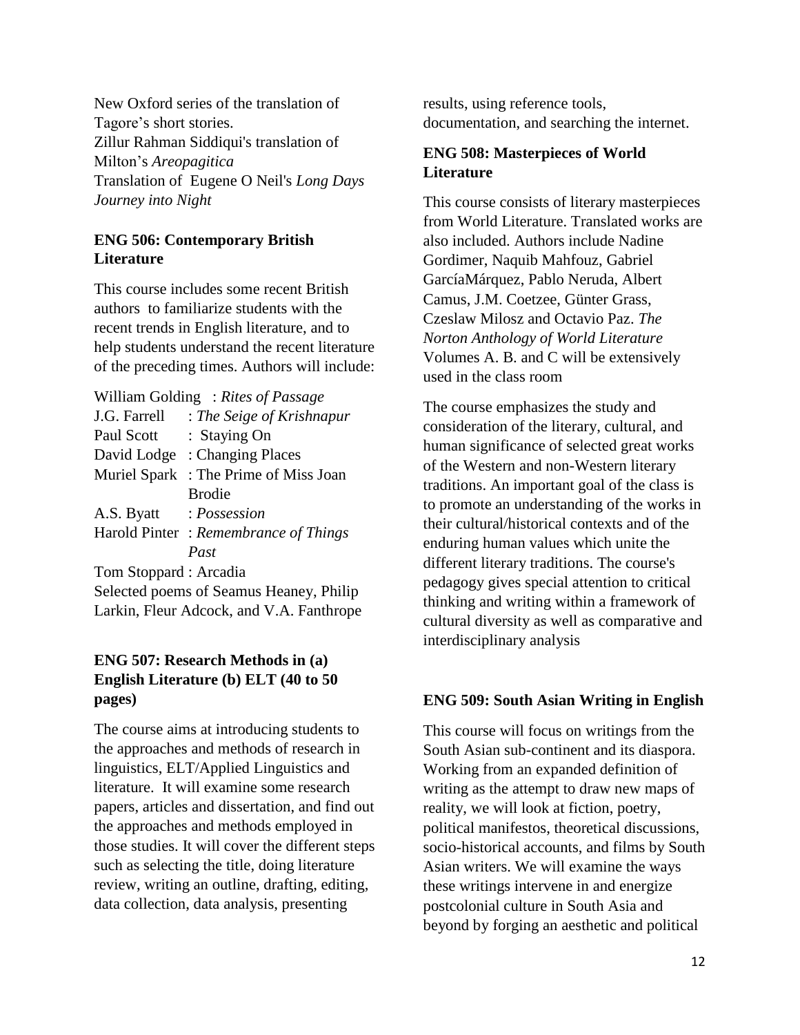New Oxford series of the translation of Tagore's short stories.
Zillur Rahman Siddiqui's translation of Milton's *Areopagitica*
Translation of Eugene O Neil's *Long Days Journey into Night*

### ENG 506: Contemporary British Literature

This course includes some recent British authors to familiarize students with the recent trends in English literature, and to help students understand the recent literature of the preceding times. Authors will include:

William Golding : *Rites of Passage*
J.G. Farrell : *The Seige of Krishnapur*
Paul Scott : Staying On
David Lodge : Changing Places
Muriel Spark : The Prime of Miss Joan Brodie
A.S. Byatt : *Possession*
Harold Pinter : *Remembrance of Things Past*
Tom Stoppard : Arcadia
Selected poems of Seamus Heaney, Philip Larkin, Fleur Adcock, and V.A. Fanthrope

### ENG 507: Research Methods in (a) English Literature (b) ELT (40 to 50 pages)

The course aims at introducing students to the approaches and methods of research in linguistics, ELT/Applied Linguistics and literature. It will examine some research papers, articles and dissertation, and find out the approaches and methods employed in those studies. It will cover the different steps such as selecting the title, doing literature review, writing an outline, drafting, editing, data collection, data analysis, presenting results, using reference tools, documentation, and searching the internet.

### ENG 508: Masterpieces of World Literature

This course consists of literary masterpieces from World Literature. Translated works are also included. Authors include Nadine Gordimer, Naquib Mahfouz, Gabriel GarcíaMárquez, Pablo Neruda, Albert Camus, J.M. Coetzee, Günter Grass, Czeslaw Milosz and Octavio Paz. *The Norton Anthology of World Literature* Volumes A. B. and C will be extensively used in the class room

The course emphasizes the study and consideration of the literary, cultural, and human significance of selected great works of the Western and non-Western literary traditions. An important goal of the class is to promote an understanding of the works in their cultural/historical contexts and of the enduring human values which unite the different literary traditions. The course's pedagogy gives special attention to critical thinking and writing within a framework of cultural diversity as well as comparative and interdisciplinary analysis

### ENG 509: South Asian Writing in English

This course will focus on writings from the South Asian sub-continent and its diaspora. Working from an expanded definition of writing as the attempt to draw new maps of reality, we will look at fiction, poetry, political manifestos, theoretical discussions, socio-historical accounts, and films by South Asian writers. We will examine the ways these writings intervene in and energize postcolonial culture in South Asia and beyond by forging an aesthetic and political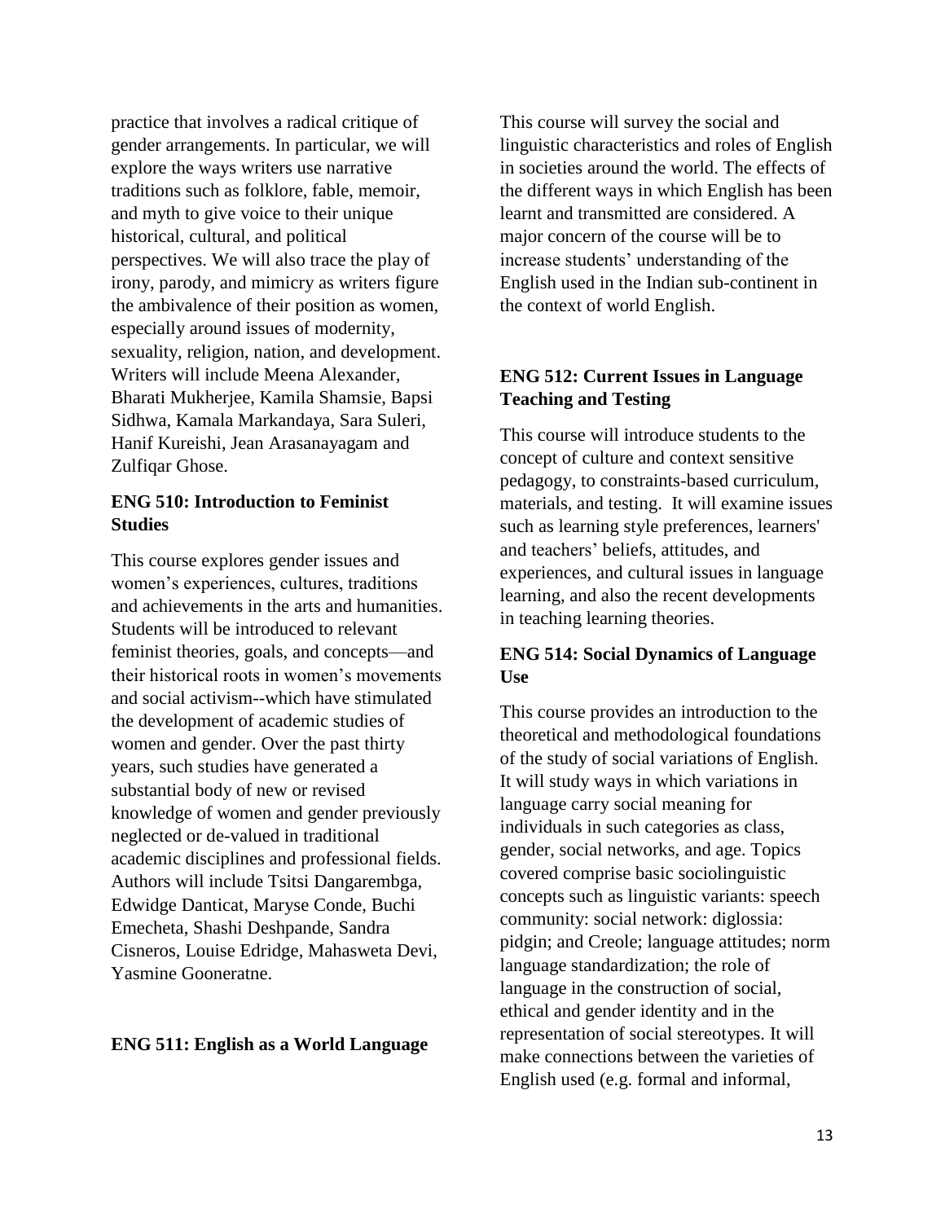practice that involves a radical critique of gender arrangements. In particular, we will explore the ways writers use narrative traditions such as folklore, fable, memoir, and myth to give voice to their unique historical, cultural, and political perspectives. We will also trace the play of irony, parody, and mimicry as writers figure the ambivalence of their position as women, especially around issues of modernity, sexuality, religion, nation, and development. Writers will include Meena Alexander, Bharati Mukherjee, Kamila Shamsie, Bapsi Sidhwa, Kamala Markandaya, Sara Suleri, Hanif Kureishi, Jean Arasanayagam and Zulfiqar Ghose.

### ENG 510: Introduction to Feminist Studies

This course explores gender issues and women's experiences, cultures, traditions and achievements in the arts and humanities. Students will be introduced to relevant feminist theories, goals, and concepts—and their historical roots in women's movements and social activism--which have stimulated the development of academic studies of women and gender. Over the past thirty years, such studies have generated a substantial body of new or revised knowledge of women and gender previously neglected or de-valued in traditional academic disciplines and professional fields. Authors will include Tsitsi Dangarembga, Edwidge Danticat, Maryse Conde, Buchi Emecheta, Shashi Deshpande, Sandra Cisneros, Louise Edridge, Mahasweta Devi, Yasmine Gooneratne.

### ENG 511: English as a World Language

This course will survey the social and linguistic characteristics and roles of English in societies around the world. The effects of the different ways in which English has been learnt and transmitted are considered. A major concern of the course will be to increase students' understanding of the English used in the Indian sub-continent in the context of world English.

### ENG 512: Current Issues in Language Teaching and Testing

This course will introduce students to the concept of culture and context sensitive pedagogy, to constraints-based curriculum, materials, and testing. It will examine issues such as learning style preferences, learners' and teachers' beliefs, attitudes, and experiences, and cultural issues in language learning, and also the recent developments in teaching learning theories.

### ENG 514: Social Dynamics of Language Use

This course provides an introduction to the theoretical and methodological foundations of the study of social variations of English. It will study ways in which variations in language carry social meaning for individuals in such categories as class, gender, social networks, and age. Topics covered comprise basic sociolinguistic concepts such as linguistic variants: speech community: social network: diglossia: pidgin; and Creole; language attitudes; norm language standardization; the role of language in the construction of social, ethical and gender identity and in the representation of social stereotypes. It will make connections between the varieties of English used (e.g. formal and informal,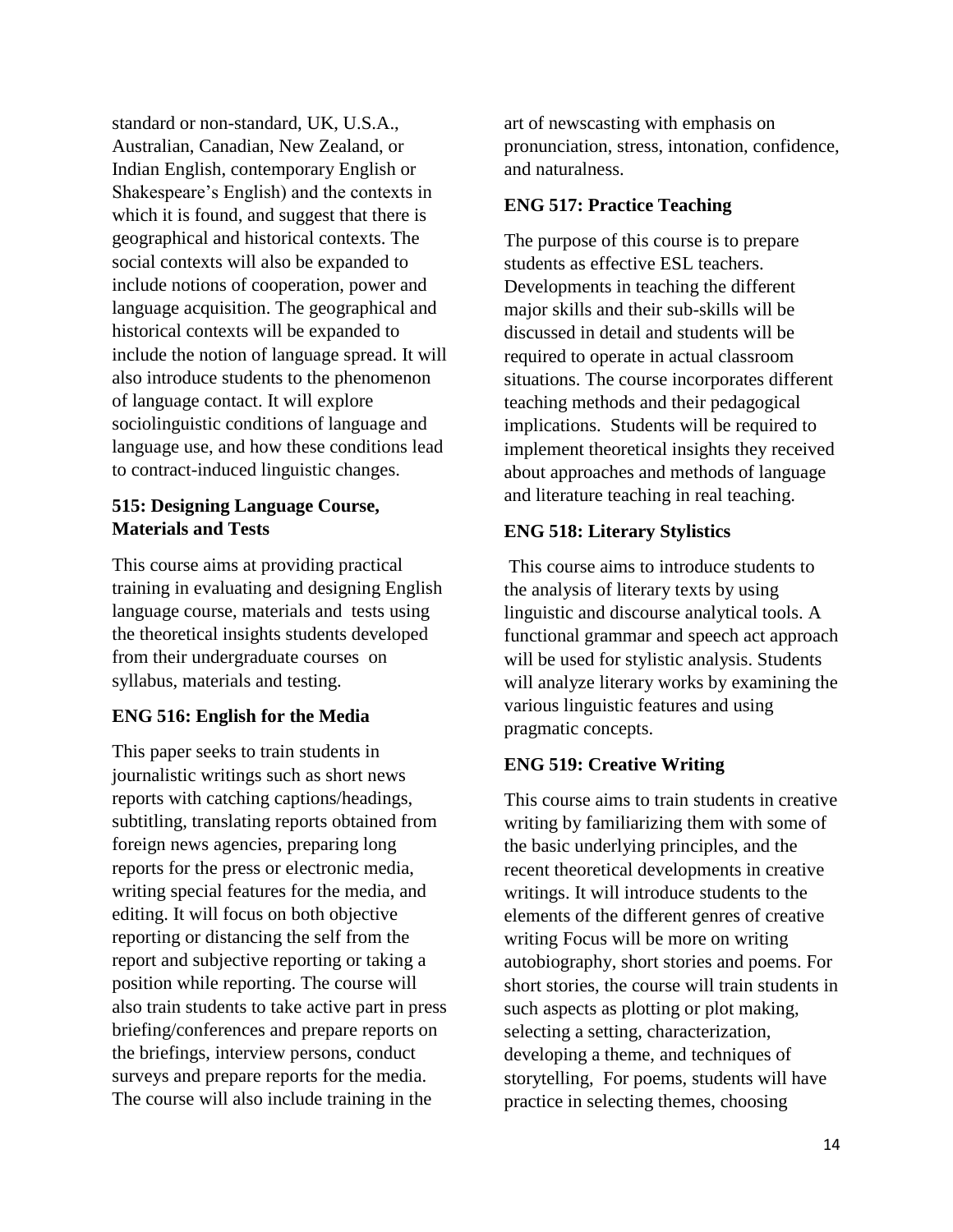standard or non-standard, UK, U.S.A., Australian, Canadian, New Zealand, or Indian English, contemporary English or Shakespeare's English) and the contexts in which it is found, and suggest that there is geographical and historical contexts. The social contexts will also be expanded to include notions of cooperation, power and language acquisition. The geographical and historical contexts will be expanded to include the notion of language spread. It will also introduce students to the phenomenon of language contact. It will explore sociolinguistic conditions of language and language use, and how these conditions lead to contract-induced linguistic changes.

**515: Designing Language Course, Materials and Tests**

This course aims at providing practical training in evaluating and designing English language course, materials and tests using the theoretical insights students developed from their undergraduate courses on syllabus, materials and testing.

**ENG 516: English for the Media**

This paper seeks to train students in journalistic writings such as short news reports with catching captions/headings, subtitling, translating reports obtained from foreign news agencies, preparing long reports for the press or electronic media, writing special features for the media, and editing. It will focus on both objective reporting or distancing the self from the report and subjective reporting or taking a position while reporting. The course will also train students to take active part in press briefing/conferences and prepare reports on the briefings, interview persons, conduct surveys and prepare reports for the media. The course will also include training in the art of newscasting with emphasis on pronunciation, stress, intonation, confidence, and naturalness.

**ENG 517: Practice Teaching**

The purpose of this course is to prepare students as effective ESL teachers. Developments in teaching the different major skills and their sub-skills will be discussed in detail and students will be required to operate in actual classroom situations. The course incorporates different teaching methods and their pedagogical implications. Students will be required to implement theoretical insights they received about approaches and methods of language and literature teaching in real teaching.

**ENG 518: Literary Stylistics**

This course aims to introduce students to the analysis of literary texts by using linguistic and discourse analytical tools. A functional grammar and speech act approach will be used for stylistic analysis. Students will analyze literary works by examining the various linguistic features and using pragmatic concepts.

**ENG 519: Creative Writing**

This course aims to train students in creative writing by familiarizing them with some of the basic underlying principles, and the recent theoretical developments in creative writings. It will introduce students to the elements of the different genres of creative writing Focus will be more on writing autobiography, short stories and poems. For short stories, the course will train students in such aspects as plotting or plot making, selecting a setting, characterization, developing a theme, and techniques of storytelling, For poems, students will have practice in selecting themes, choosing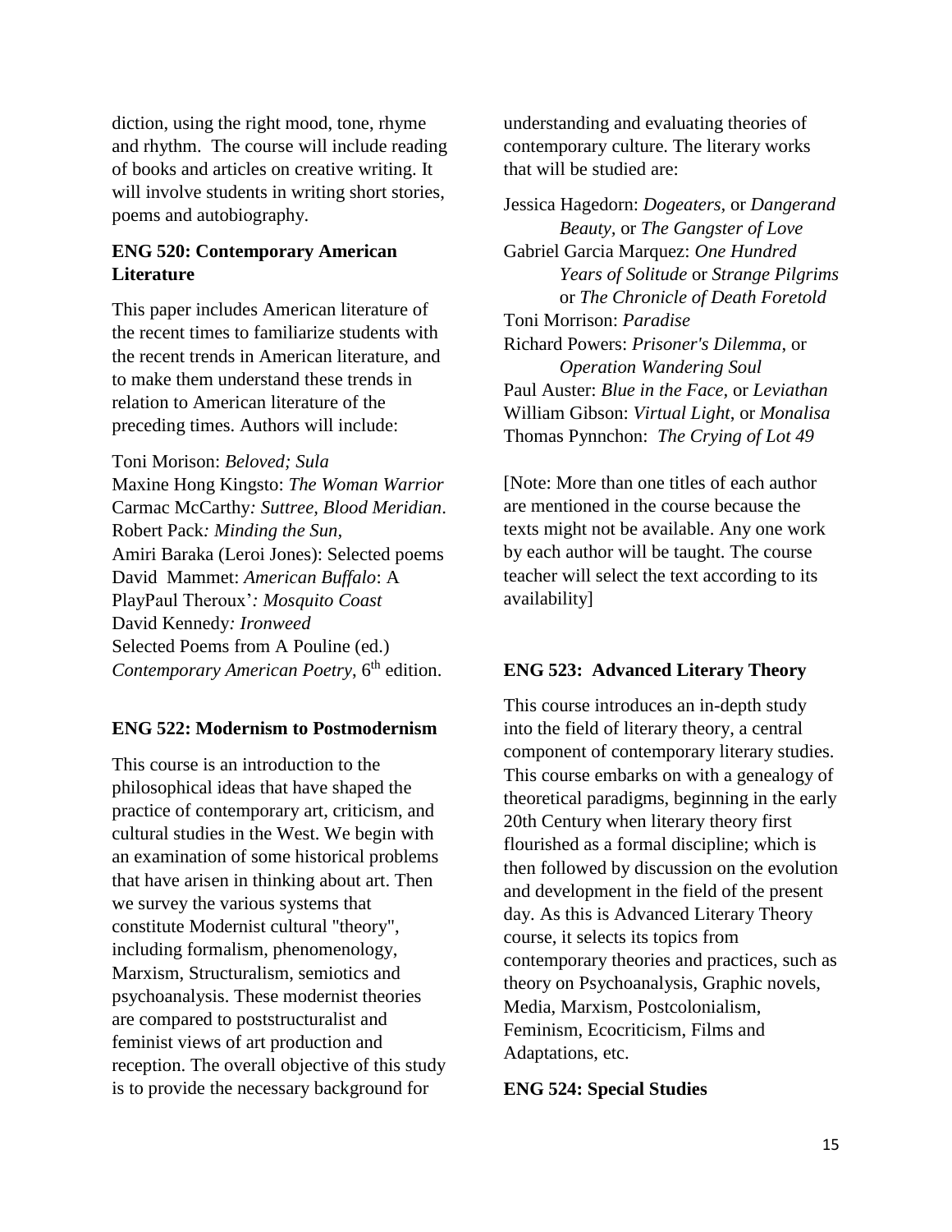diction, using the right mood, tone, rhyme and rhythm. The course will include reading of books and articles on creative writing. It will involve students in writing short stories, poems and autobiography.

### ENG 520: Contemporary American Literature

This paper includes American literature of the recent times to familiarize students with the recent trends in American literature, and to make them understand these trends in relation to American literature of the preceding times. Authors will include:

Toni Morison: *Beloved; Sula*
Maxine Hong Kingsto: *The Woman Warrior*
Carmac McCarthy*: Suttree, Blood Meridian*.
Robert Pack*: Minding the Sun,*
Amiri Baraka (Leroi Jones): Selected poems
David Mammet: *American Buffalo*: A PlayPaul Theroux'*: Mosquito Coast*
David Kennedy*: Ironweed*
Selected Poems from A Pouline (ed.) *Contemporary American Poetry*, 6th edition.

### ENG 522: Modernism to Postmodernism

This course is an introduction to the philosophical ideas that have shaped the practice of contemporary art, criticism, and cultural studies in the West. We begin with an examination of some historical problems that have arisen in thinking about art. Then we survey the various systems that constitute Modernist cultural "theory", including formalism, phenomenology, Marxism, Structuralism, semiotics and psychoanalysis. These modernist theories are compared to poststructuralist and feminist views of art production and reception. The overall objective of this study is to provide the necessary background for understanding and evaluating theories of contemporary culture. The literary works that will be studied are:

Jessica Hagedorn: *Dogeaters*, or *Dangerand Beauty*, or *The Gangster of Love*
Gabriel Garcia Marquez: *One Hundred Years of Solitude* or *Strange Pilgrims* or *The Chronicle of Death Foretold*
Toni Morrison: *Paradise*
Richard Powers: *Prisoner's Dilemma*, or *Operation Wandering Soul*
Paul Auster: *Blue in the Face*, or *Leviathan*
William Gibson: *Virtual Light*, or *Monalisa*
Thomas Pynnchon: *The Crying of Lot 49*

[Note: More than one titles of each author are mentioned in the course because the texts might not be available. Any one work by each author will be taught. The course teacher will select the text according to its availability]

### ENG 523: Advanced Literary Theory

This course introduces an in-depth study into the field of literary theory, a central component of contemporary literary studies. This course embarks on with a genealogy of theoretical paradigms, beginning in the early 20th Century when literary theory first flourished as a formal discipline; which is then followed by discussion on the evolution and development in the field of the present day. As this is Advanced Literary Theory course, it selects its topics from contemporary theories and practices, such as theory on Psychoanalysis, Graphic novels, Media, Marxism, Postcolonialism, Feminism, Ecocriticism, Films and Adaptations, etc.

### ENG 524: Special Studies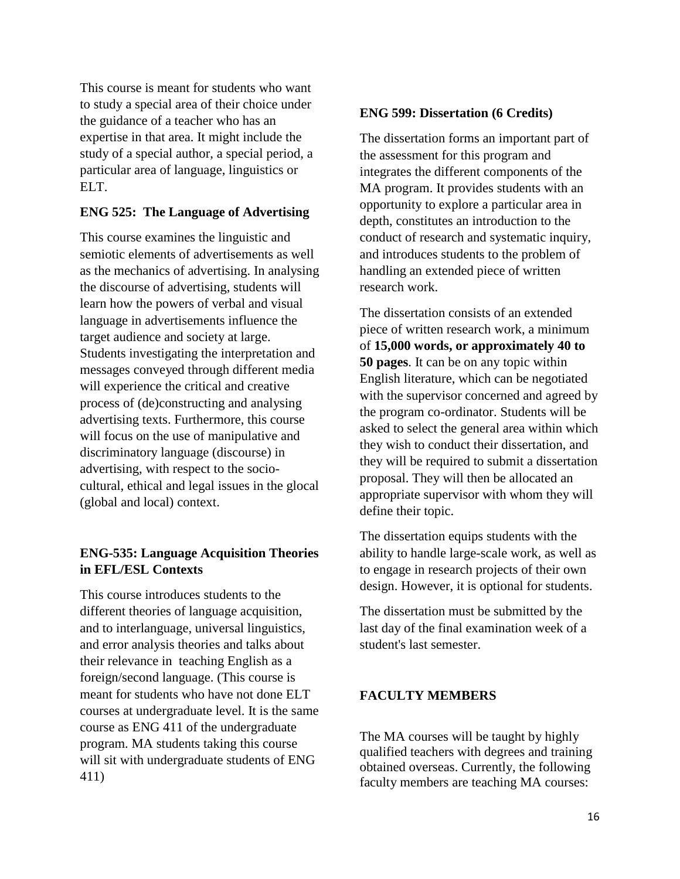This course is meant for students who want to study a special area of their choice under the guidance of a teacher who has an expertise in that area. It might include the study of a special author, a special period, a particular area of language, linguistics or ELT.

**ENG 525: The Language of Advertising**

This course examines the linguistic and semiotic elements of advertisements as well as the mechanics of advertising. In analysing the discourse of advertising, students will learn how the powers of verbal and visual language in advertisements influence the target audience and society at large. Students investigating the interpretation and messages conveyed through different media will experience the critical and creative process of (de)constructing and analysing advertising texts. Furthermore, this course will focus on the use of manipulative and discriminatory language (discourse) in advertising, with respect to the socio-cultural, ethical and legal issues in the glocal (global and local) context.

**ENG-535: Language Acquisition Theories in EFL/ESL Contexts**

This course introduces students to the different theories of language acquisition, and to interlanguage, universal linguistics, and error analysis theories and talks about their relevance in teaching English as a foreign/second language. (This course is meant for students who have not done ELT courses at undergraduate level. It is the same course as ENG 411 of the undergraduate program. MA students taking this course will sit with undergraduate students of ENG 411)

**ENG 599: Dissertation (6 Credits)**

The dissertation forms an important part of the assessment for this program and integrates the different components of the MA program. It provides students with an opportunity to explore a particular area in depth, constitutes an introduction to the conduct of research and systematic inquiry, and introduces students to the problem of handling an extended piece of written research work.

The dissertation consists of an extended piece of written research work, a minimum of **15,000 words, or approximately 40 to 50 pages**. It can be on any topic within English literature, which can be negotiated with the supervisor concerned and agreed by the program co-ordinator. Students will be asked to select the general area within which they wish to conduct their dissertation, and they will be required to submit a dissertation proposal. They will then be allocated an appropriate supervisor with whom they will define their topic.

The dissertation equips students with the ability to handle large-scale work, as well as to engage in research projects of their own design. However, it is optional for students.

The dissertation must be submitted by the last day of the final examination week of a student's last semester.

**FACULTY MEMBERS**

The MA courses will be taught by highly qualified teachers with degrees and training obtained overseas. Currently, the following faculty members are teaching MA courses: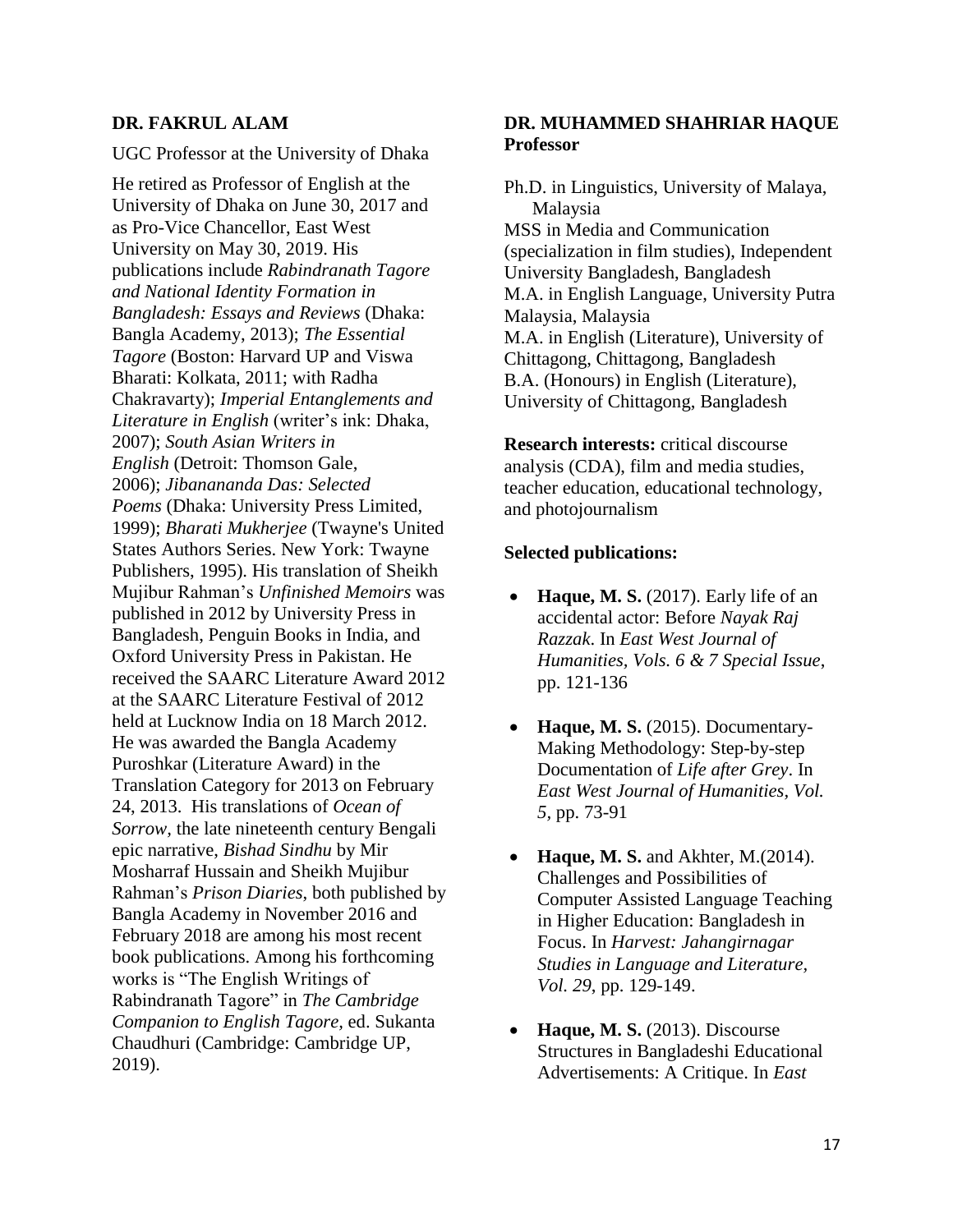**DR. FAKRUL ALAM**

UGC Professor at the University of Dhaka

He retired as Professor of English at the University of Dhaka on June 30, 2017 and as Pro-Vice Chancellor, East West University on May 30, 2019. His publications include *Rabindranath Tagore and National Identity Formation in Bangladesh: Essays and Reviews* (Dhaka: Bangla Academy, 2013); *The Essential Tagore* (Boston: Harvard UP and Viswa Bharati: Kolkata, 2011; with Radha Chakravarty); *Imperial Entanglements and Literature in English* (writer's ink: Dhaka, 2007); *South Asian Writers in English* (Detroit: Thomson Gale, 2006); *Jibanananda Das: Selected Poems* (Dhaka: University Press Limited, 1999); *Bharati Mukherjee* (Twayne's United States Authors Series. New York: Twayne Publishers, 1995). His translation of Sheikh Mujibur Rahman's *Unfinished Memoirs* was published in 2012 by University Press in Bangladesh, Penguin Books in India, and Oxford University Press in Pakistan. He received the SAARC Literature Award 2012 at the SAARC Literature Festival of 2012 held at Lucknow India on 18 March 2012. He was awarded the Bangla Academy Puroshkar (Literature Award) in the Translation Category for 2013 on February 24, 2013. His translations of *Ocean of Sorrow*, the late nineteenth century Bengali epic narrative, *Bishad Sindhu* by Mir Mosharraf Hussain and Sheikh Mujibur Rahman's *Prison Diaries*, both published by Bangla Academy in November 2016 and February 2018 are among his most recent book publications. Among his forthcoming works is "The English Writings of Rabindranath Tagore" in *The Cambridge Companion to English Tagore,* ed. Sukanta Chaudhuri (Cambridge: Cambridge UP, 2019).

**DR. MUHAMMED SHAHRIAR HAQUE**
**Professor**

Ph.D. in Linguistics, University of Malaya, Malaysia
MSS in Media and Communication (specialization in film studies), Independent University Bangladesh, Bangladesh
M.A. in English Language, University Putra Malaysia, Malaysia
M.A. in English (Literature), University of Chittagong, Chittagong, Bangladesh
B.A. (Honours) in English (Literature), University of Chittagong, Bangladesh

**Research interests:** critical discourse analysis (CDA), film and media studies, teacher education, educational technology, and photojournalism

**Selected publications:**

- **Haque, M. S.** (2017). Early life of an accidental actor: Before *Nayak Raj Razzak*. In *East West Journal of Humanities, Vols. 6 & 7 Special Issue*, pp. 121-136
- **Haque, M. S.** (2015). Documentary-Making Methodology: Step-by-step Documentation of *Life after Grey*. In *East West Journal of Humanities, Vol. 5*, pp. 73-91
- **Haque, M. S.** and Akhter, M.(2014). Challenges and Possibilities of Computer Assisted Language Teaching in Higher Education: Bangladesh in Focus. In *Harvest: Jahangirnagar Studies in Language and Literature, Vol. 29*, pp. 129-149.
- **Haque, M. S.** (2013). Discourse Structures in Bangladeshi Educational Advertisements: A Critique. In *East*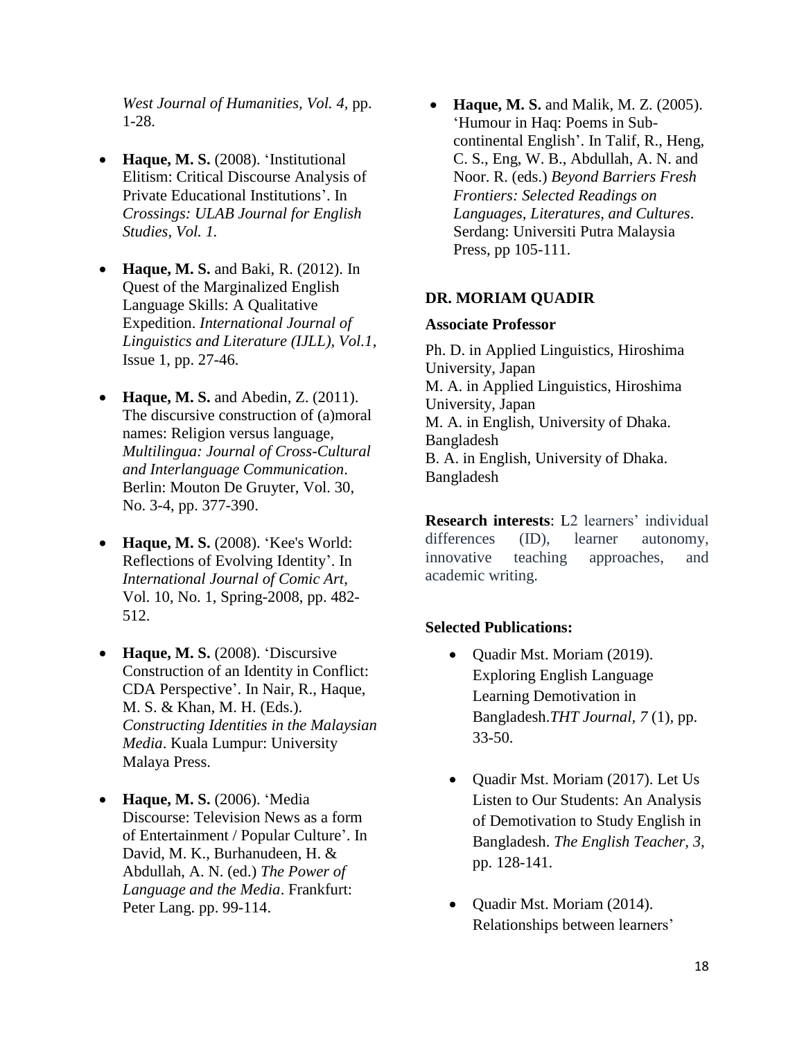*West Journal of Humanities*, *Vol. 4,* pp. 1-28.

- **Haque, M. S.** (2008). 'Institutional Elitism: Critical Discourse Analysis of Private Educational Institutions'. In *Crossings: ULAB Journal for English Studies, Vol. 1.*

- **Haque, M. S.** and Baki, R. (2012). In Quest of the Marginalized English Language Skills: A Qualitative Expedition. *International Journal of Linguistics and Literature (IJLL), Vol.1*, Issue 1, pp. 27-46.

- **Haque, M. S.** and Abedin, Z. (2011). The discursive construction of (a)moral names: Religion versus language, *Multilingua: Journal of Cross-Cultural and Interlanguage Communication*. Berlin: Mouton De Gruyter, Vol. 30, No. 3-4, pp. 377-390.

- **Haque, M. S.** (2008). 'Kee's World: Reflections of Evolving Identity'. In *International Journal of Comic Art*, Vol. 10, No. 1, Spring-2008, pp. 482-512.

- **Haque, M. S.** (2008). 'Discursive Construction of an Identity in Conflict: CDA Perspective'. In Nair, R., Haque, M. S. & Khan, M. H. (Eds.). *Constructing Identities in the Malaysian Media*. Kuala Lumpur: University Malaya Press.

- **Haque, M. S.** (2006). 'Media Discourse: Television News as a form of Entertainment / Popular Culture'. In David, M. K., Burhanudeen, H. & Abdullah, A. N. (ed.) *The Power of Language and the Media*. Frankfurt: Peter Lang. pp. 99-114.

- **Haque, M. S.** and Malik, M. Z. (2005). 'Humour in Haq: Poems in Sub-continental English'. In Talif, R., Heng, C. S., Eng, W. B., Abdullah, A. N. and Noor. R. (eds.) *Beyond Barriers Fresh Frontiers: Selected Readings on Languages, Literatures, and Cultures*. Serdang: Universiti Putra Malaysia Press, pp 105-111.

### DR. MORIAM QUADIR

**Associate Professor**

Ph. D. in Applied Linguistics, Hiroshima University, Japan
M. A. in Applied Linguistics, Hiroshima University, Japan
M. A. in English, University of Dhaka. Bangladesh
B. A. in English, University of Dhaka. Bangladesh

**Research interests**: L2 learners' individual differences (ID), learner autonomy, innovative teaching approaches, and academic writing.

**Selected Publications:**

- Quadir Mst. Moriam (2019). Exploring English Language Learning Demotivation in Bangladesh.*THT Journal*, *7* (1), pp. 33-50.

- Quadir Mst. Moriam (2017). Let Us Listen to Our Students: An Analysis of Demotivation to Study English in Bangladesh. *The English Teacher, 3,* pp. 128-141.

- Quadir Mst. Moriam (2014). Relationships between learners'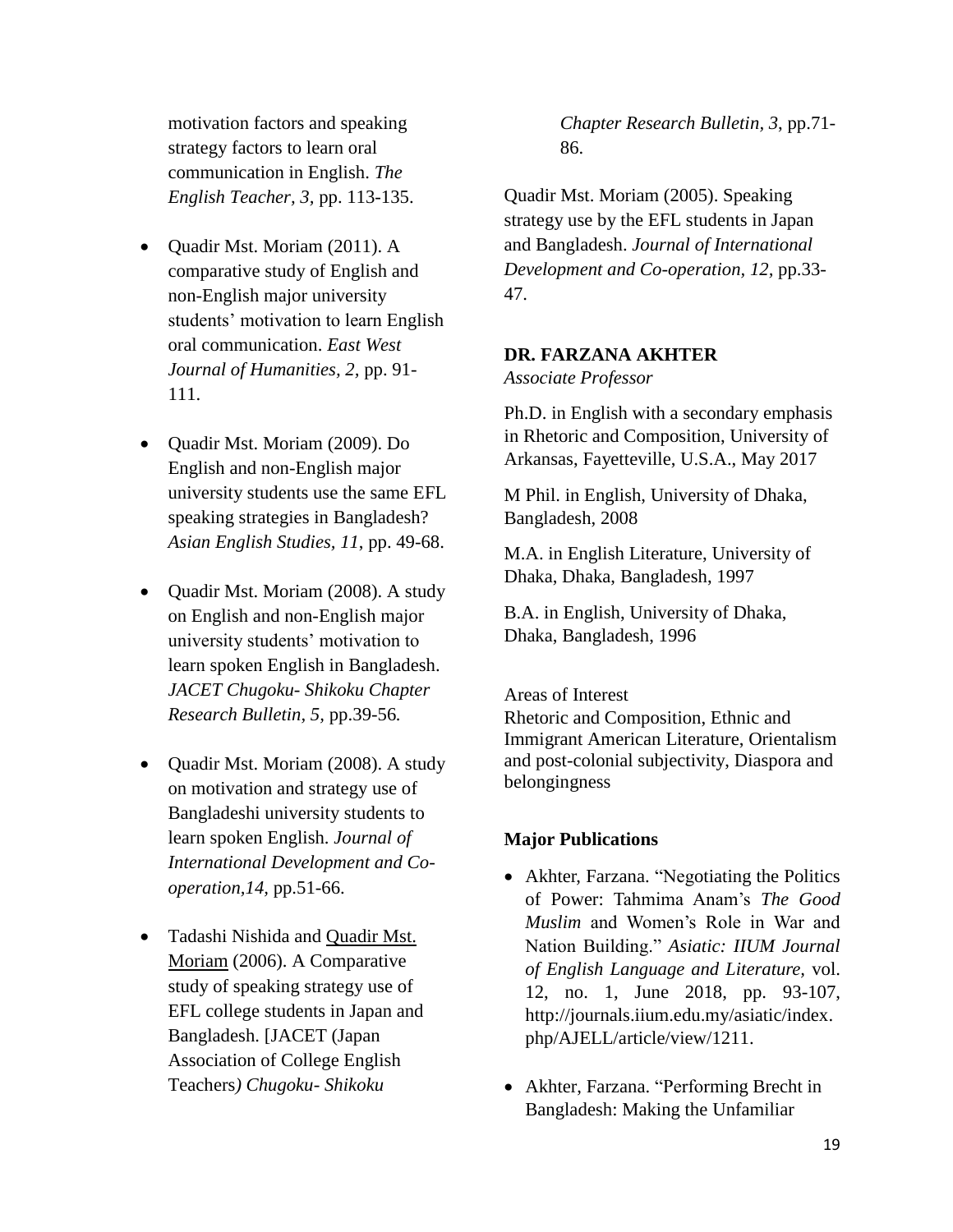motivation factors and speaking strategy factors to learn oral communication in English. *The English Teacher, 3*, pp. 113-135.

- Quadir Mst. Moriam (2011). A comparative study of English and non-English major university students' motivation to learn English oral communication. *East West Journal of Humanities, 2*, pp. 91-111.

- Quadir Mst. Moriam (2009). Do English and non-English major university students use the same EFL speaking strategies in Bangladesh? *Asian English Studies, 11*, pp. 49-68.

- Quadir Mst. Moriam (2008). A study on English and non-English major university students' motivation to learn spoken English in Bangladesh. *JACET Chugoku- Shikoku Chapter Research Bulletin, 5,* pp.39-56*.*

- Quadir Mst. Moriam (2008). A study on motivation and strategy use of Bangladeshi university students to learn spoken English*. Journal of International Development and Co-operation,14,* pp.51-66.

- Tadashi Nishida and Quadir Mst. Moriam (2006). A Comparative study of speaking strategy use of EFL college students in Japan and Bangladesh. [JACET (Japan Association of College English Teachers*) Chugoku- Shikoku Chapter Research Bulletin, 3,* pp.71-86*.*

Quadir Mst. Moriam (2005). Speaking strategy use by the EFL students in Japan and Bangladesh. *Journal of International Development and Co-operation, 12,* pp.33-47.

**DR. FARZANA AKHTER**

*Associate Professor*

Ph.D. in English with a secondary emphasis in Rhetoric and Composition, University of Arkansas, Fayetteville, U.S.A., May 2017

M Phil. in English, University of Dhaka, Bangladesh, 2008

M.A. in English Literature, University of Dhaka, Dhaka, Bangladesh, 1997

B.A. in English, University of Dhaka, Dhaka, Bangladesh, 1996

Areas of Interest

Rhetoric and Composition, Ethnic and Immigrant American Literature, Orientalism and post-colonial subjectivity, Diaspora and belongingness

**Major Publications**

- Akhter, Farzana. "Negotiating the Politics of Power: Tahmima Anam's *The Good Muslim* and Women's Role in War and Nation Building." *Asiatic: IIUM Journal of English Language and Literature,* vol. 12, no. 1, June 2018, pp. 93-107, http://journals.iium.edu.my/asiatic/index.php/AJELL/article/view/1211.

- Akhter, Farzana. "Performing Brecht in Bangladesh: Making the Unfamiliar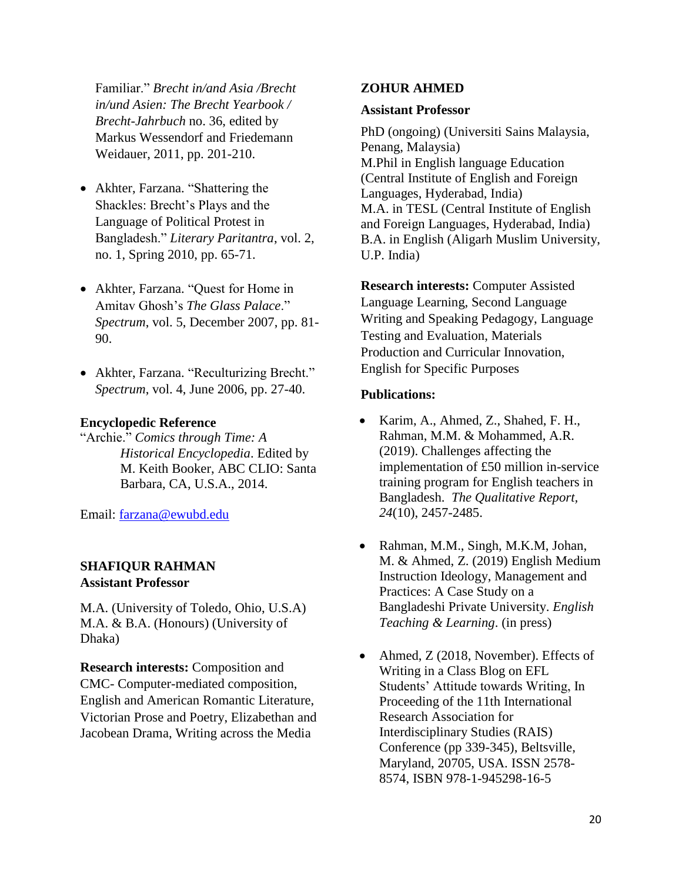Familiar." *Brecht in/and Asia /Brecht in/und Asien: The Brecht Yearbook / Brecht-Jahrbuch* no. 36, edited by Markus Wessendorf and Friedemann Weidauer, 2011, pp. 201-210.

- Akhter, Farzana. "Shattering the Shackles: Brecht's Plays and the Language of Political Protest in Bangladesh." *Literary Paritantra*, vol. 2, no. 1, Spring 2010, pp. 65-71.
- Akhter, Farzana. "Quest for Home in Amitav Ghosh's *The Glass Palace*." *Spectrum*, vol. 5, December 2007, pp. 81-90.
- Akhter, Farzana. "Reculturizing Brecht." *Spectrum*, vol. 4, June 2006, pp. 27-40.

**Encyclopedic Reference**

"Archie." *Comics through Time: A Historical Encyclopedia*. Edited by M. Keith Booker, ABC CLIO: Santa Barbara, CA, U.S.A., 2014.

Email: farzana@ewubd.edu

**SHAFIQUR RAHMAN**
**Assistant Professor**

M.A. (University of Toledo, Ohio, U.S.A)
M.A. & B.A. (Honours) (University of Dhaka)

**Research interests:** Composition and CMC- Computer-mediated composition, English and American Romantic Literature, Victorian Prose and Poetry, Elizabethan and Jacobean Drama, Writing across the Media

**ZOHUR AHMED**

**Assistant Professor**

PhD (ongoing) (Universiti Sains Malaysia, Penang, Malaysia)
M.Phil in English language Education (Central Institute of English and Foreign Languages, Hyderabad, India)
M.A. in TESL (Central Institute of English and Foreign Languages, Hyderabad, India)
B.A. in English (Aligarh Muslim University, U.P. India)

**Research interests:** Computer Assisted Language Learning, Second Language Writing and Speaking Pedagogy, Language Testing and Evaluation, Materials Production and Curricular Innovation, English for Specific Purposes

**Publications:**

- Karim, A., Ahmed, Z., Shahed, F. H., Rahman, M.M. & Mohammed, A.R. (2019). Challenges affecting the implementation of £50 million in-service training program for English teachers in Bangladesh. *The Qualitative Report, 24*(10), 2457-2485.
- Rahman, M.M., Singh, M.K.M, Johan, M. & Ahmed, Z. (2019) English Medium Instruction Ideology, Management and Practices: A Case Study on a Bangladeshi Private University. *English Teaching & Learning*. (in press)
- Ahmed, Z (2018, November). Effects of Writing in a Class Blog on EFL Students' Attitude towards Writing, In Proceeding of the 11th International Research Association for Interdisciplinary Studies (RAIS) Conference (pp 339-345), Beltsville, Maryland, 20705, USA. ISSN 2578-8574, ISBN 978-1-945298-16-5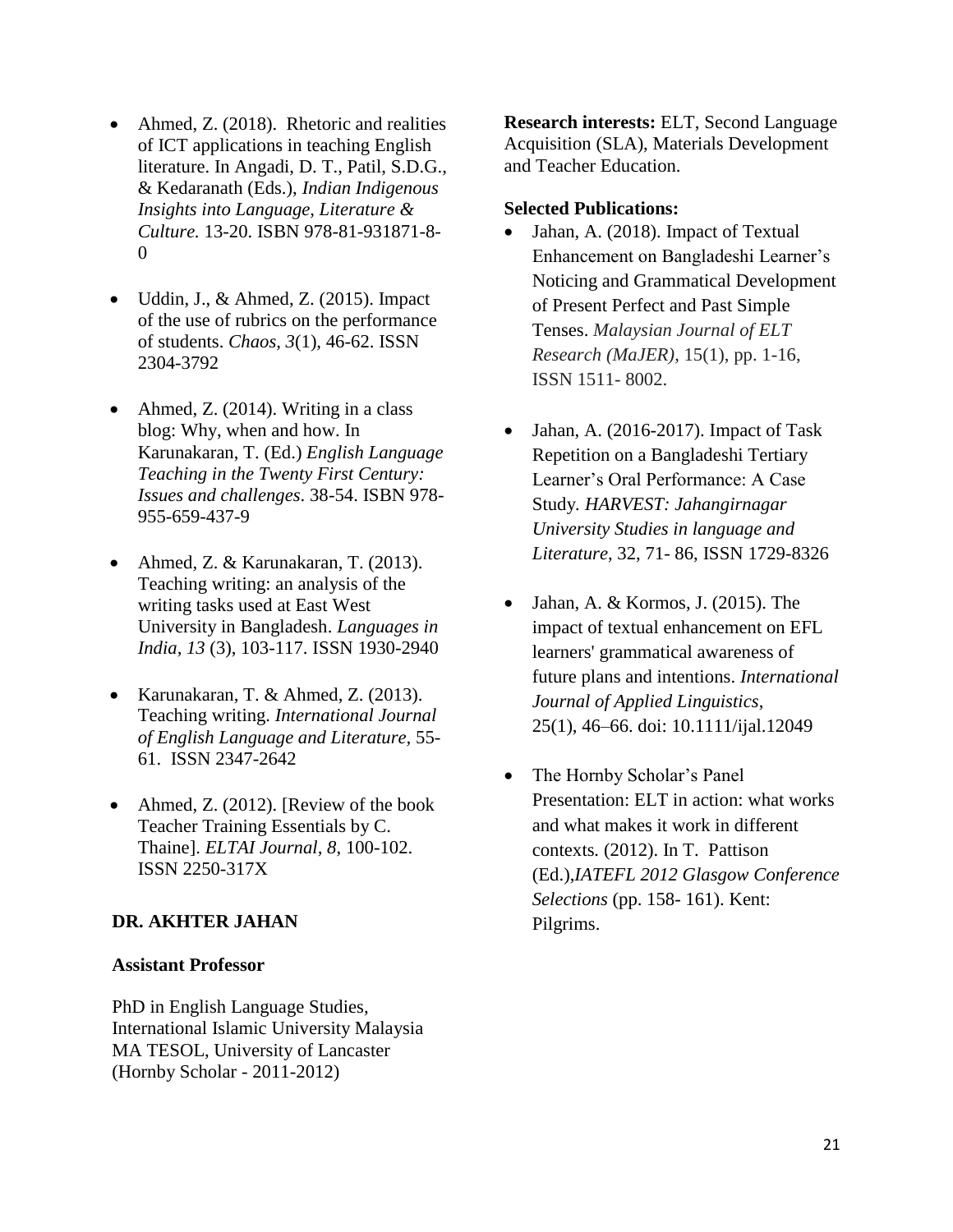- Ahmed, Z. (2018). Rhetoric and realities of ICT applications in teaching English literature. In Angadi, D. T., Patil, S.D.G., & Kedaranath (Eds.), *Indian Indigenous Insights into Language, Literature & Culture.* 13-20. ISBN 978-81-931871-8-0

- Uddin, J., & Ahmed, Z. (2015). Impact of the use of rubrics on the performance of students. *Chaos, 3*(1), 46-62. ISSN 2304-3792

- Ahmed, Z. (2014). Writing in a class blog: Why, when and how. In Karunakaran, T. (Ed.) *English Language Teaching in the Twenty First Century: Issues and challenges*. 38-54. ISBN 978-955-659-437-9

- Ahmed, Z. & Karunakaran, T. (2013). Teaching writing: an analysis of the writing tasks used at East West University in Bangladesh. *Languages in India, 13* (3), 103-117. ISSN 1930-2940

- Karunakaran, T. & Ahmed, Z. (2013). Teaching writing. *International Journal of English Language and Literature,* 55-61. ISSN 2347-2642

- Ahmed, Z. (2012). [Review of the book Teacher Training Essentials by C. Thaine]. *ELTAI Journal*, *8*, 100-102. ISSN 2250-317X

## DR. AKHTER JAHAN

**Assistant Professor**

PhD in English Language Studies, International Islamic University Malaysia
MA TESOL, University of Lancaster
(Hornby Scholar - 2011-2012)

**Research interests:** ELT, Second Language Acquisition (SLA), Materials Development and Teacher Education.

**Selected Publications:**

- Jahan, A. (2018). Impact of Textual Enhancement on Bangladeshi Learner's Noticing and Grammatical Development of Present Perfect and Past Simple Tenses. *Malaysian Journal of ELT Research (MaJER)*, 15(1), pp. 1-16, ISSN 1511- 8002.

- Jahan, A. (2016-2017). Impact of Task Repetition on a Bangladeshi Tertiary Learner's Oral Performance: A Case Study. *HARVEST: Jahangirnagar University Studies in language and Literature*, 32, 71- 86, ISSN 1729-8326

- Jahan, A. & Kormos, J. (2015). The impact of textual enhancement on EFL learners' grammatical awareness of future plans and intentions. *International Journal of Applied Linguistics*, 25(1), 46–66. doi: 10.1111/ijal.12049

- The Hornby Scholar's Panel Presentation: ELT in action: what works and what makes it work in different contexts. (2012). In T. Pattison (Ed.),*IATEFL 2012 Glasgow Conference Selections* (pp. 158- 161). Kent: Pilgrims.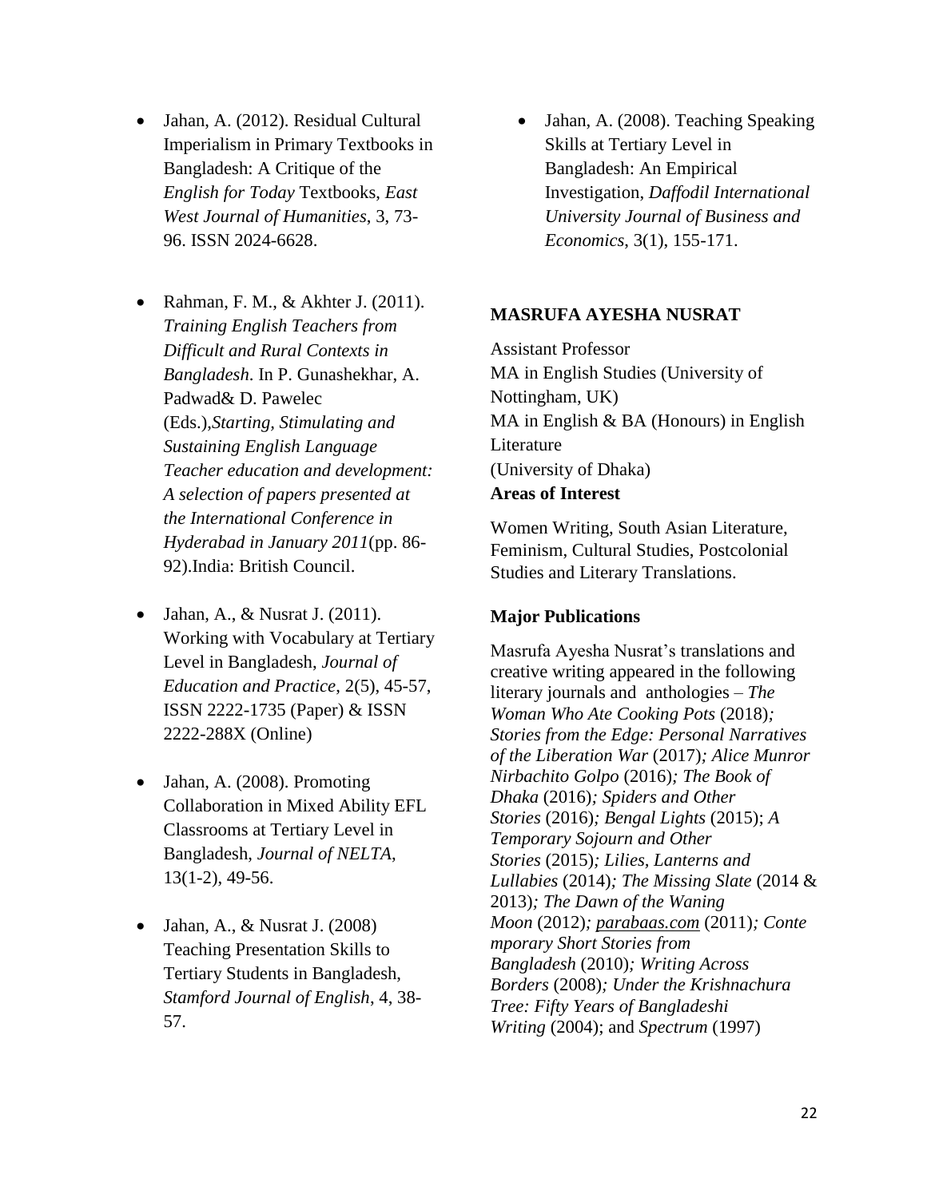- Jahan, A. (2012). Residual Cultural Imperialism in Primary Textbooks in Bangladesh: A Critique of the *English for Today* Textbooks, *East West Journal of Humanities*, 3, 73-96. ISSN 2024-6628.

- Rahman, F. M., & Akhter J. (2011). *Training English Teachers from Difficult and Rural Contexts in Bangladesh*. In P. Gunashekhar, A. Padwad& D. Pawelec (Eds.),*Starting, Stimulating and Sustaining English Language Teacher education and development: A selection of papers presented at the International Conference in Hyderabad in January 2011*(pp. 86-92).India: British Council.

- Jahan, A., & Nusrat J. (2011). Working with Vocabulary at Tertiary Level in Bangladesh, *Journal of Education and Practice*, 2(5), 45-57, ISSN 2222-1735 (Paper) & ISSN 2222-288X (Online)

- Jahan, A. (2008). Promoting Collaboration in Mixed Ability EFL Classrooms at Tertiary Level in Bangladesh, *Journal of NELTA*, 13(1-2), 49-56.

- Jahan, A., & Nusrat J. (2008) Teaching Presentation Skills to Tertiary Students in Bangladesh, *Stamford Journal of English*, 4, 38-57.

- Jahan, A. (2008). Teaching Speaking Skills at Tertiary Level in Bangladesh: An Empirical Investigation, *Daffodil International University Journal of Business and Economics*, 3(1), 155-171.

## MASRUFA AYESHA NUSRAT

Assistant Professor
MA in English Studies (University of Nottingham, UK)
MA in English & BA (Honours) in English Literature
(University of Dhaka)

**Areas of Interest**

Women Writing, South Asian Literature, Feminism, Cultural Studies, Postcolonial Studies and Literary Translations.

**Major Publications**

Masrufa Ayesha Nusrat's translations and creative writing appeared in the following literary journals and anthologies – *The Woman Who Ate Cooking Pots* (2018)*; Stories from the Edge: Personal Narratives of the Liberation War* (2017)*; Alice Munror Nirbachito Golpo* (2016)*; The Book of Dhaka* (2016)*; Spiders and Other Stories* (2016)*; Bengal Lights* (2015); *A Temporary Sojourn and Other Stories* (2015)*; Lilies, Lanterns and Lullabies* (2014)*; The Missing Slate* (2014 & 2013)*; The Dawn of the Waning Moon* (2012)*; parabaas.com* (2011)*; Contemporary Short Stories from Bangladesh* (2010)*; Writing Across Borders* (2008)*; Under the Krishnachura Tree: Fifty Years of Bangladeshi Writing* (2004); and *Spectrum* (1997)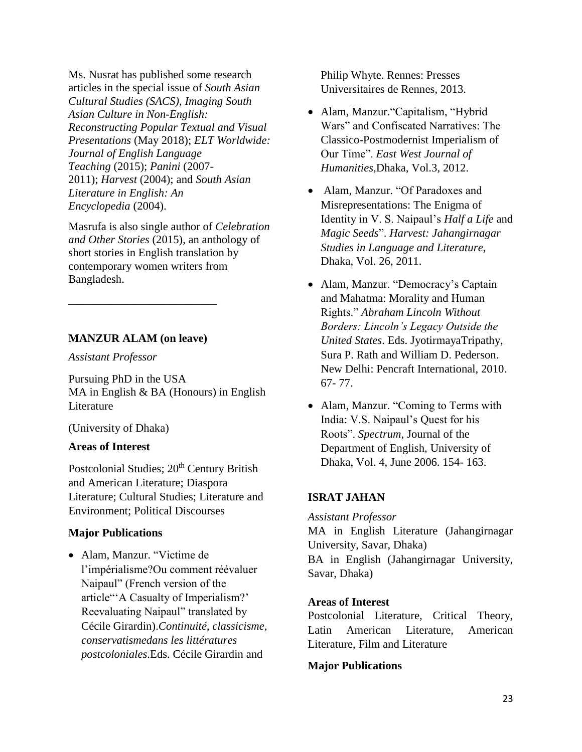Ms. Nusrat has published some research articles in the special issue of *South Asian Cultural Studies (SACS), Imaging South Asian Culture in Non-English: Reconstructing Popular Textual and Visual Presentations* (May 2018); *ELT Worldwide: Journal of English Language Teaching* (2015); *Panini* (2007-2011); *Harvest* (2004); and *South Asian Literature in English: An Encyclopedia* (2004).

Masrufa is also single author of *Celebration and Other Stories* (2015), an anthology of short stories in English translation by contemporary women writers from Bangladesh.

---

### MANZUR ALAM (on leave)

*Assistant Professor*

Pursuing PhD in the USA
MA in English & BA (Honours) in English Literature

(University of Dhaka)

#### Areas of Interest

Postcolonial Studies; 20th Century British and American Literature; Diaspora Literature; Cultural Studies; Literature and Environment; Political Discourses

#### Major Publications

- Alam, Manzur. "Victime de l'impérialisme?Ou comment réévaluer Naipaul" (French version of the article"'A Casualty of Imperialism?' Reevaluating Naipaul" translated by Cécile Girardin).*Continuité, classicisme, conservatismedans les littératures postcoloniales*.Eds. Cécile Girardin and Philip Whyte. Rennes: Presses Universitaires de Rennes, 2013.
- Alam, Manzur."Capitalism, "Hybrid Wars" and Confiscated Narratives: The Classico-Postmodernist Imperialism of Our Time". *East West Journal of Humanities*,Dhaka, Vol.3, 2012.
- Alam, Manzur. "Of Paradoxes and Misrepresentations: The Enigma of Identity in V. S. Naipaul's *Half a Life* and *Magic Seeds*". *Harvest: Jahangirnagar Studies in Language and Literature*, Dhaka, Vol. 26, 2011.
- Alam, Manzur. "Democracy's Captain and Mahatma: Morality and Human Rights." *Abraham Lincoln Without Borders: Lincoln's Legacy Outside the United States*. Eds. JyotirmayaTripathy, Sura P. Rath and William D. Pederson. New Delhi: Pencraft International, 2010. 67- 77.
- Alam, Manzur. "Coming to Terms with India: V.S. Naipaul's Quest for his Roots". *Spectrum*, Journal of the Department of English, University of Dhaka, Vol. 4, June 2006. 154- 163.

### ISRAT JAHAN

*Assistant Professor*
MA in English Literature (Jahangirnagar University, Savar, Dhaka)
BA in English (Jahangirnagar University, Savar, Dhaka)

#### Areas of Interest

Postcolonial Literature, Critical Theory, Latin American Literature, American Literature, Film and Literature

#### Major Publications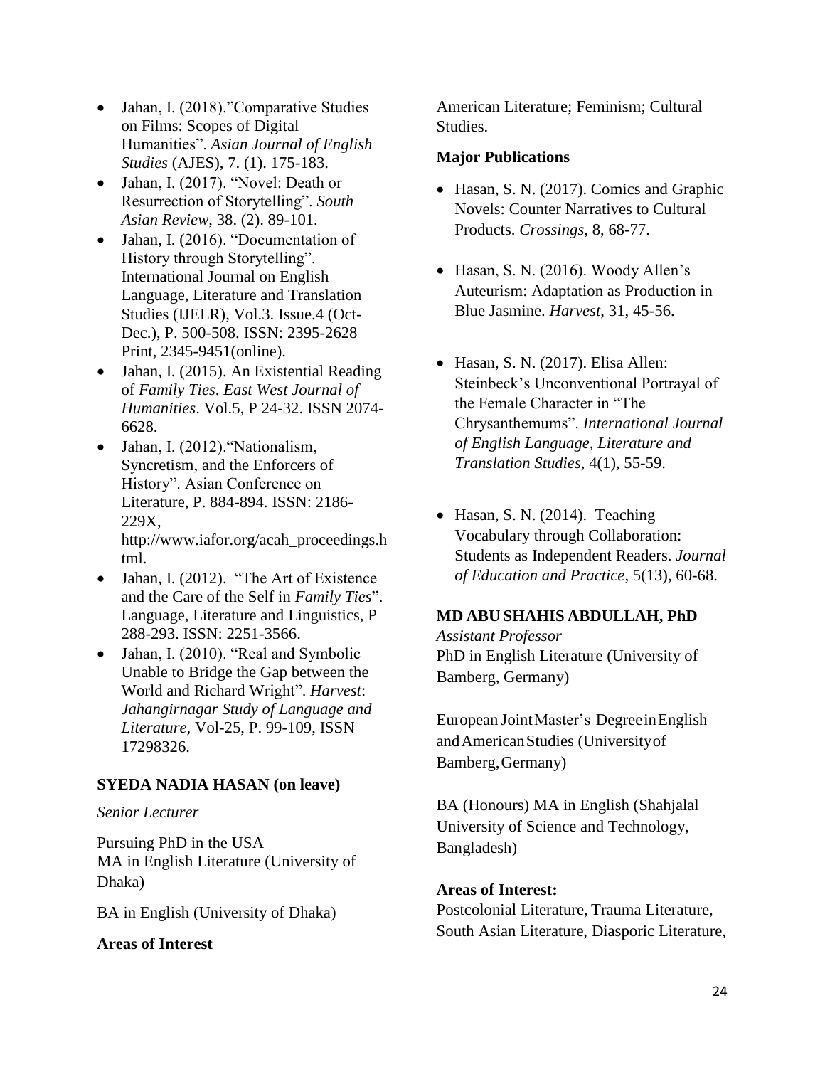- Jahan, I. (2018)."Comparative Studies on Films: Scopes of Digital Humanities". *Asian Journal of English Studies* (AJES), 7. (1). 175-183.
- Jahan, I. (2017). "Novel: Death or Resurrection of Storytelling". *South Asian Review*, 38. (2). 89-101.
- Jahan, I. (2016). "Documentation of History through Storytelling". International Journal on English Language, Literature and Translation Studies (IJELR), Vol.3. Issue.4 (Oct-Dec.), P. 500-508. ISSN: 2395-2628 Print, 2345-9451(online).
- Jahan, I. (2015). An Existential Reading of *Family Ties*. *East West Journal of Humanities*. Vol.5, P 24-32. ISSN 2074-6628.
- Jahan, I. (2012)."Nationalism, Syncretism, and the Enforcers of History". Asian Conference on Literature, P. 884-894. ISSN: 2186-229X, http://www.iafor.org/acah_proceedings.html.
- Jahan, I. (2012). "The Art of Existence and the Care of the Self in *Family Ties*". Language, Literature and Linguistics, P 288-293. ISSN: 2251-3566.
- Jahan, I. (2010). "Real and Symbolic Unable to Bridge the Gap between the World and Richard Wright". *Harvest*: *Jahangirnagar Study of Language and Literature*, Vol-25, P. 99-109, ISSN 17298326.

**SYEDA NADIA HASAN (on leave)**

*Senior Lecturer*

Pursuing PhD in the USA
MA in English Literature (University of Dhaka)

BA in English (University of Dhaka)

**Areas of Interest**

American Literature; Feminism; Cultural Studies.

**Major Publications**

- Hasan, S. N. (2017). Comics and Graphic Novels: Counter Narratives to Cultural Products. *Crossings*, 8, 68-77.
- Hasan, S. N. (2016). Woody Allen's Auteurism: Adaptation as Production in Blue Jasmine. *Harvest*, 31, 45-56.
- Hasan, S. N. (2017). Elisa Allen: Steinbeck's Unconventional Portrayal of the Female Character in "The Chrysanthemums". *International Journal of English Language, Literature and Translation Studies*, 4(1), 55-59.
- Hasan, S. N. (2014). Teaching Vocabulary through Collaboration: Students as Independent Readers. *Journal of Education and Practice*, 5(13), 60-68.

**MD ABU SHAHIS ABDULLAH, PhD**

*Assistant Professor*
PhD in English Literature (University of Bamberg, Germany)

European Joint Master's Degree in English and American Studies (University of Bamberg, Germany)

BA (Honours) MA in English (Shahjalal University of Science and Technology, Bangladesh)

**Areas of Interest:**
Postcolonial Literature, Trauma Literature, South Asian Literature, Diasporic Literature,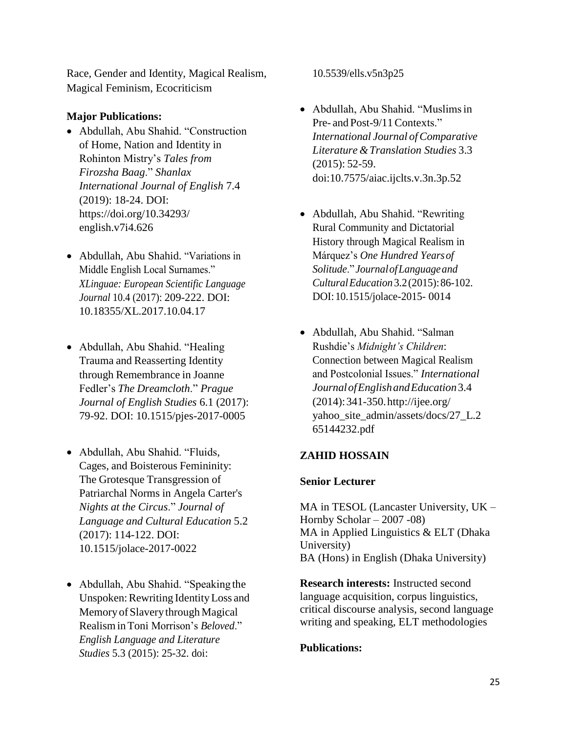Race, Gender and Identity, Magical Realism, Magical Feminism, Ecocriticism

**Major Publications:**

- Abdullah, Abu Shahid. "Construction of Home, Nation and Identity in Rohinton Mistry's *Tales from Firozsha Baag*." *Shanlax International Journal of English* 7.4 (2019): 18-24. DOI: https://doi.org/10.34293/english.v7i4.626
- Abdullah, Abu Shahid. "Variations in Middle English Local Surnames." *XLinguae: European Scientific Language Journal* 10.4 (2017): 209-222. DOI: 10.18355/XL.2017.10.04.17
- Abdullah, Abu Shahid. "Healing Trauma and Reasserting Identity through Remembrance in Joanne Fedler's *The Dreamcloth*." *Prague Journal of English Studies* 6.1 (2017): 79-92. DOI: 10.1515/pjes-2017-0005
- Abdullah, Abu Shahid. "Fluids, Cages, and Boisterous Femininity: The Grotesque Transgression of Patriarchal Norms in Angela Carter's *Nights at the Circus*." *Journal of Language and Cultural Education* 5.2 (2017): 114-122. DOI: 10.1515/jolace-2017-0022
- Abdullah, Abu Shahid. "Speaking the Unspoken: Rewriting Identity Loss and Memory of Slavery through Magical Realism in Toni Morrison's *Beloved*." *English Language and Literature Studies* 5.3 (2015): 25-32. doi: 10.5539/ells.v5n3p25
- Abdullah, Abu Shahid. "Muslims in Pre- and Post-9/11 Contexts." *International Journal of Comparative Literature & Translation Studies* 3.3 (2015): 52-59. doi:10.7575/aiac.ijclts.v.3n.3p.52
- Abdullah, Abu Shahid. "Rewriting Rural Community and Dictatorial History through Magical Realism in Márquez's *One Hundred Years of Solitude*." *Journal of Language and Cultural Education* 3.2 (2015): 86-102. DOI: 10.1515/jolace-2015- 0014
- Abdullah, Abu Shahid. "Salman Rushdie's *Midnight's Children*: Connection between Magical Realism and Postcolonial Issues." *International Journal of English and Education* 3.4 (2014): 341-350. http://ijee.org/yahoo_site_admin/assets/docs/27_L.265144232.pdf

**ZAHID HOSSAIN**

**Senior Lecturer**

MA in TESOL (Lancaster University, UK – Hornby Scholar – 2007 -08)
MA in Applied Linguistics & ELT (Dhaka University)
BA (Hons) in English (Dhaka University)

**Research interests:** Instructed second language acquisition, corpus linguistics, critical discourse analysis, second language writing and speaking, ELT methodologies

**Publications:**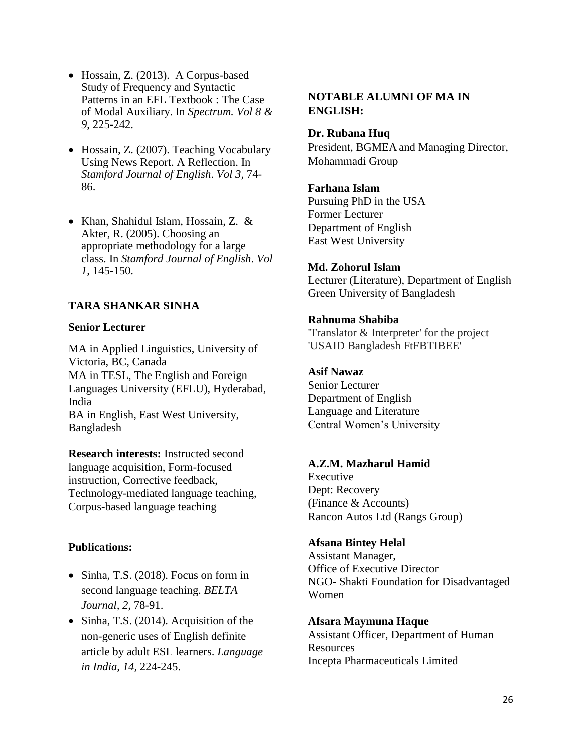- Hossain, Z. (2013). A Corpus-based Study of Frequency and Syntactic Patterns in an EFL Textbook : The Case of Modal Auxiliary. In *Spectrum. Vol 8 & 9*, 225-242.
- Hossain, Z. (2007). Teaching Vocabulary Using News Report. A Reflection. In *Stamford Journal of English*. *Vol 3,* 74-86.
- Khan, Shahidul Islam, Hossain, Z. & Akter, R. (2005). Choosing an appropriate methodology for a large class. In *Stamford Journal of English*. *Vol 1,* 145-150.

**TARA SHANKAR SINHA**

**Senior Lecturer**

MA in Applied Linguistics, University of Victoria, BC, Canada
MA in TESL, The English and Foreign Languages University (EFLU), Hyderabad, India
BA in English, East West University, Bangladesh

**Research interests:** Instructed second language acquisition, Form-focused instruction, Corrective feedback, Technology-mediated language teaching, Corpus-based language teaching

**Publications:**

- Sinha, T.S. (2018). Focus on form in second language teaching. *BELTA Journal, 2,* 78-91.
- Sinha, T.S. (2014). Acquisition of the non-generic uses of English definite article by adult ESL learners. *Language in India, 14,* 224-245.

**NOTABLE ALUMNI OF MA IN ENGLISH:**

**Dr. Rubana Huq**
President, BGMEA and Managing Director, Mohammadi Group

**Farhana Islam**
Pursuing PhD in the USA
Former Lecturer
Department of English
East West University

**Md. Zohorul Islam**
Lecturer (Literature), Department of English
Green University of Bangladesh

**Rahnuma Shabiba**
'Translator & Interpreter' for the project 'USAID Bangladesh FtFBTIBEE'

**Asif Nawaz**
Senior Lecturer
Department of English
Language and Literature
Central Women's University

**A.Z.M. Mazharul Hamid**
Executive
Dept: Recovery
(Finance & Accounts)
Rancon Autos Ltd (Rangs Group)

**Afsana Bintey Helal**
Assistant Manager,
Office of Executive Director
NGO- Shakti Foundation for Disadvantaged Women

**Afsara Maymuna Haque**
Assistant Officer, Department of Human Resources
Incepta Pharmaceuticals Limited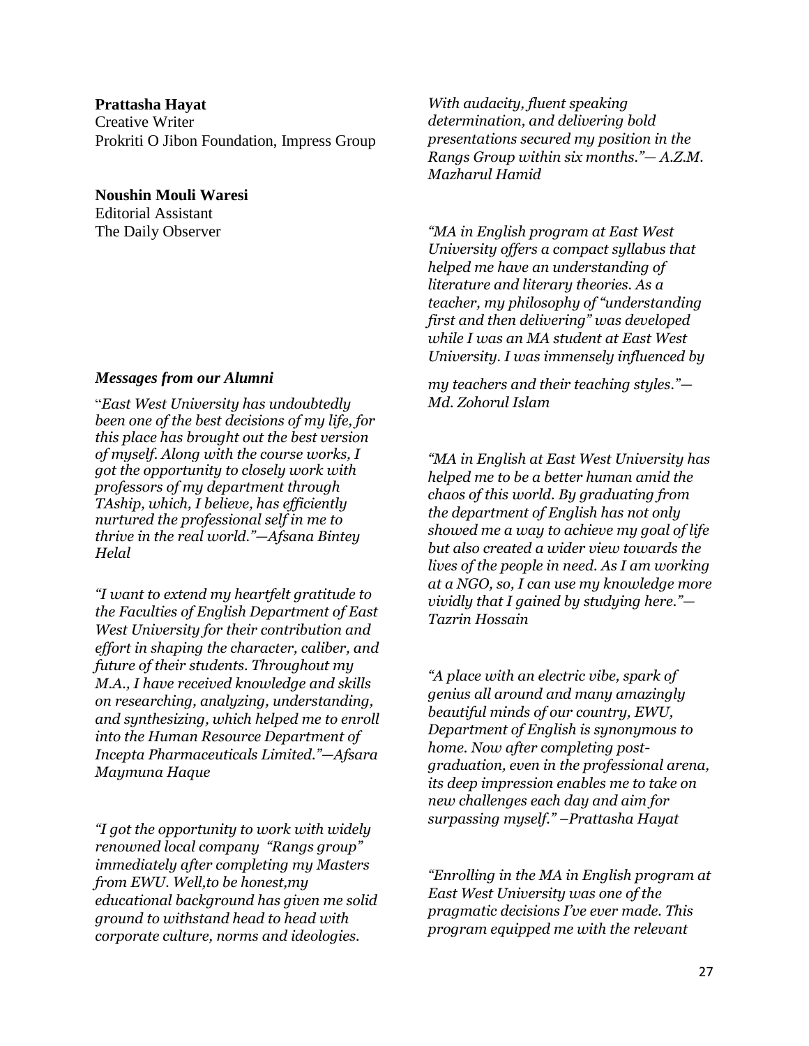**Prattasha Hayat**
Creative Writer
Prokriti O Jibon Foundation, Impress Group

**Noushin Mouli Waresi**
Editorial Assistant
The Daily Observer

***Messages from our Alumni***

"*East West University has undoubtedly been one of the best decisions of my life, for this place has brought out the best version of myself. Along with the course works, I got the opportunity to closely work with professors of my department through TAship, which, I believe, has efficiently nurtured the professional self in me to thrive in the real world."—Afsana Bintey Helal*

*"I want to extend my heartfelt gratitude to the Faculties of English Department of East West University for their contribution and effort in shaping the character, caliber, and future of their students. Throughout my M.A., I have received knowledge and skills on researching, analyzing, understanding, and synthesizing, which helped me to enroll into the Human Resource Department of Incepta Pharmaceuticals Limited."—Afsara Maymuna Haque*

*"I got the opportunity to work with widely renowned local company "Rangs group" immediately after completing my Masters from EWU. Well,to be honest,my educational background has given me solid ground to withstand head to head with corporate culture, norms and ideologies. With audacity, fluent speaking determination, and delivering bold presentations secured my position in the Rangs Group within six months."— A.Z.M. Mazharul Hamid*

*"MA in English program at East West University offers a compact syllabus that helped me have an understanding of literature and literary theories. As a teacher, my philosophy of "understanding first and then delivering" was developed while I was an MA student at East West University. I was immensely influenced by my teachers and their teaching styles."— Md. Zohorul Islam*

*"MA in English at East West University has helped me to be a better human amid the chaos of this world. By graduating from the department of English has not only showed me a way to achieve my goal of life but also created a wider view towards the lives of the people in need. As I am working at a NGO, so, I can use my knowledge more vividly that I gained by studying here."— Tazrin Hossain*

*"A place with an electric vibe, spark of genius all around and many amazingly beautiful minds of our country, EWU, Department of English is synonymous to home. Now after completing post-graduation, even in the professional arena, its deep impression enables me to take on new challenges each day and aim for surpassing myself." –Prattasha Hayat*

*"Enrolling in the MA in English program at East West University was one of the pragmatic decisions I've ever made. This program equipped me with the relevant*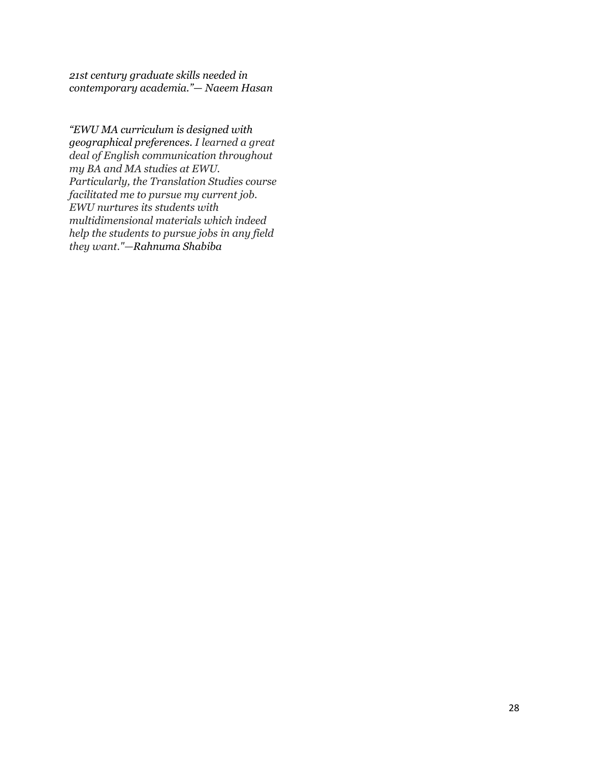*21st century graduate skills needed in contemporary academia."— Naeem Hasan*

*"EWU MA curriculum is designed with geographical preferences. I learned a great deal of English communication throughout my BA and MA studies at EWU. Particularly, the Translation Studies course facilitated me to pursue my current job. EWU nurtures its students with multidimensional materials which indeed help the students to pursue jobs in any field they want."—Rahnuma Shabiba*